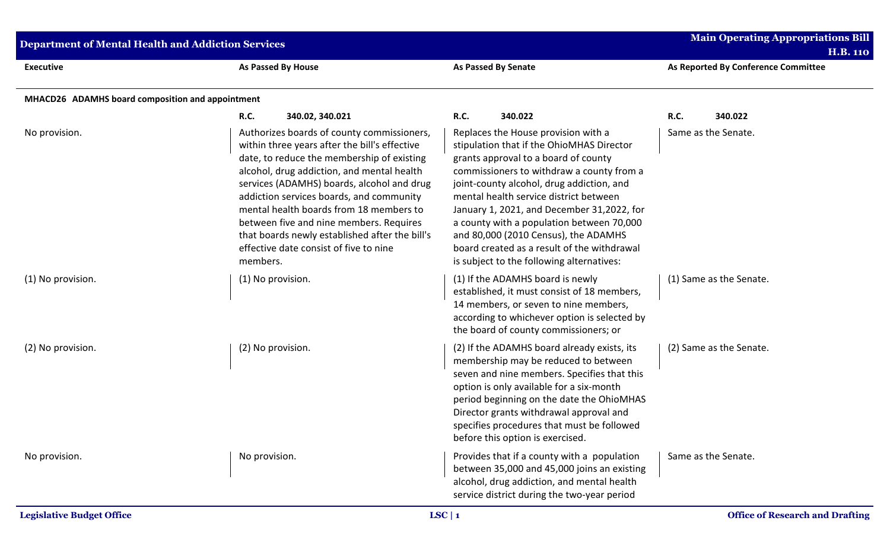| Executive | As Passed By House | As Passed By Senate | As Reported By Conference Committee |
|---|---|---|---|
| **MHACD26 ADAMHS board composition and appointment** | | | |
| | **R.C.** 340.02, 340.021 | **R.C.** 340.022 | **R.C.** 340.022 |
| No provision. | Authorizes boards of county commissioners, within three years after the bill's effective date, to reduce the membership of existing alcohol, drug addiction, and mental health services (ADAMHS) boards, alcohol and drug addiction services boards, and community mental health boards from 18 members to between five and nine members. Requires that boards newly established after the bill's effective date consist of five to nine members. | Replaces the House provision with a stipulation that if the OhioMHAS Director grants approval to a board of county commissioners to withdraw a county from a joint-county alcohol, drug addiction, and mental health service district between January 1, 2021, and December 31,2022, for a county with a population between 70,000 and 80,000 (2010 Census), the ADAMHS board created as a result of the withdrawal is subject to the following alternatives: | Same as the Senate. |
| (1) No provision. | (1) No provision. | (1) If the ADAMHS board is newly established, it must consist of 18 members, 14 members, or seven to nine members, according to whichever option is selected by the board of county commissioners; or | (1) Same as the Senate. |
| (2) No provision. | (2) No provision. | (2) If the ADAMHS board already exists, its membership may be reduced to between seven and nine members. Specifies that this option is only available for a six-month period beginning on the date the OhioMHAS Director grants withdrawal approval and specifies procedures that must be followed before this option is exercised. | (2) Same as the Senate. |
| No provision. | No provision. | Provides that if a county with a population between 35,000 and 45,000 joins an existing alcohol, drug addiction, and mental health service district during the two-year period | Same as the Senate. |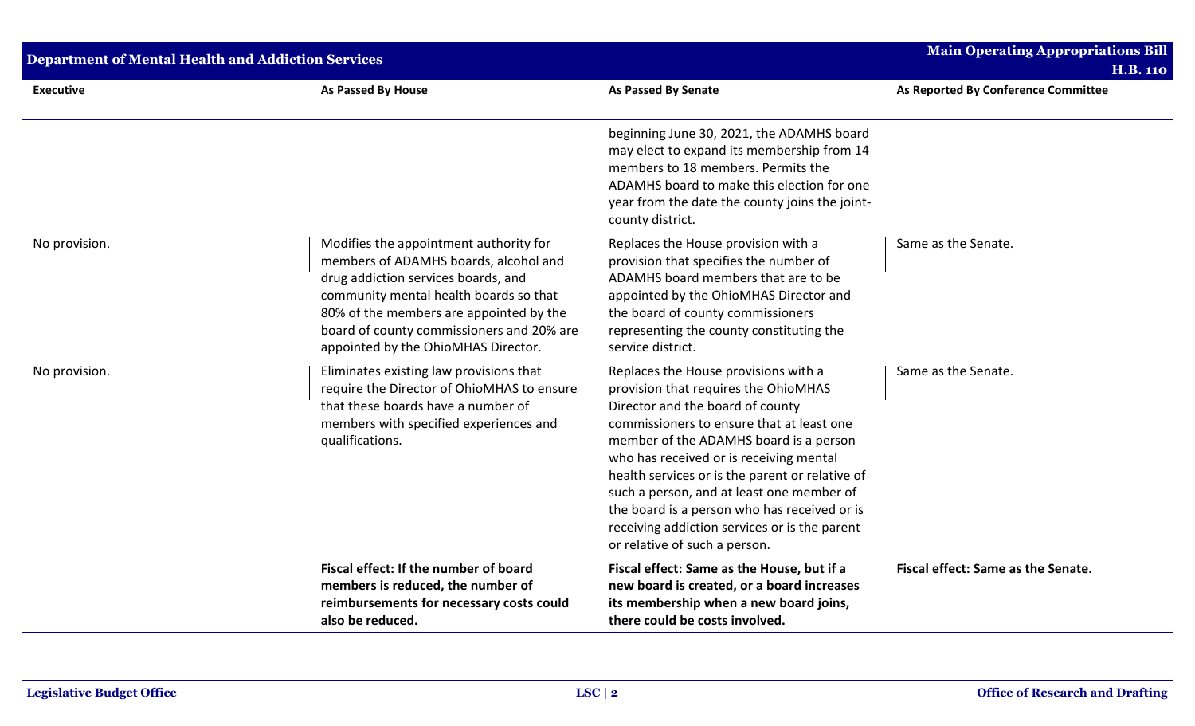| Executive | As Passed By House | As Passed By Senate | As Reported By Conference Committee |
|---|---|---|---|
| | | beginning June 30, 2021, the ADAMHS board may elect to expand its membership from 14 members to 18 members. Permits the ADAMHS board to make this election for one year from the date the county joins the joint-county district. | |
| No provision. | Modifies the appointment authority for members of ADAMHS boards, alcohol and drug addiction services boards, and community mental health boards so that 80% of the members are appointed by the board of county commissioners and 20% are appointed by the OhioMHAS Director. | Replaces the House provision with a provision that specifies the number of ADAMHS board members that are to be appointed by the OhioMHAS Director and the board of county commissioners representing the county constituting the service district. | Same as the Senate. |
| No provision. | Eliminates existing law provisions that require the Director of OhioMHAS to ensure that these boards have a number of members with specified experiences and qualifications. | Replaces the House provisions with a provision that requires the OhioMHAS Director and the board of county commissioners to ensure that at least one member of the ADAMHS board is a person who has received or is receiving mental health services or is the parent or relative of such a person, and at least one member of the board is a person who has received or is receiving addiction services or is the parent or relative of such a person. | Same as the Senate. |
| | **Fiscal effect: If the number of board members is reduced, the number of reimbursements for necessary costs could also be reduced.** | **Fiscal effect: Same as the House, but if a new board is created, or a board increases its membership when a new board joins, there could be costs involved.** | **Fiscal effect: Same as the Senate.** |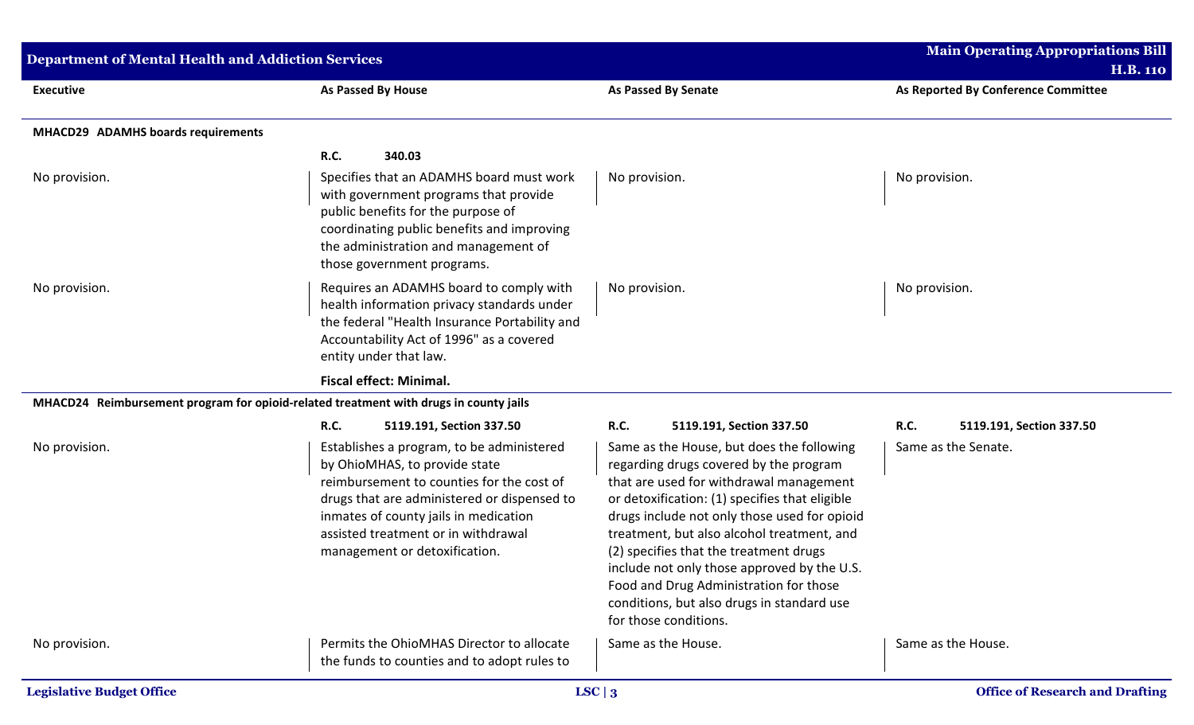| Executive | As Passed By House | As Passed By Senate | As Reported By Conference Committee |
|---|---|---|---|
| **MHACD29 ADAMHS boards requirements** | | | |
| | **R.C. 340.03** | | |
| No provision. | Specifies that an ADAMHS board must work with government programs that provide public benefits for the purpose of coordinating public benefits and improving the administration and management of those government programs. | No provision. | No provision. |
| No provision. | Requires an ADAMHS board to comply with health information privacy standards under the federal "Health Insurance Portability and Accountability Act of 1996" as a covered entity under that law. | No provision. | No provision. |
| | **Fiscal effect: Minimal.** | | |
| **MHACD24 Reimbursement program for opioid-related treatment with drugs in county jails** | | | |
| | **R.C. 5119.191, Section 337.50** | **R.C. 5119.191, Section 337.50** | **R.C. 5119.191, Section 337.50** |
| No provision. | Establishes a program, to be administered by OhioMHAS, to provide state reimbursement to counties for the cost of drugs that are administered or dispensed to inmates of county jails in medication assisted treatment or in withdrawal management or detoxification. | Same as the House, but does the following regarding drugs covered by the program that are used for withdrawal management or detoxification: (1) specifies that eligible drugs include not only those used for opioid treatment, but also alcohol treatment, and (2) specifies that the treatment drugs include not only those approved by the U.S. Food and Drug Administration for those conditions, but also drugs in standard use for those conditions. | Same as the Senate. |
| No provision. | Permits the OhioMHAS Director to allocate the funds to counties and to adopt rules to | Same as the House. | Same as the House. |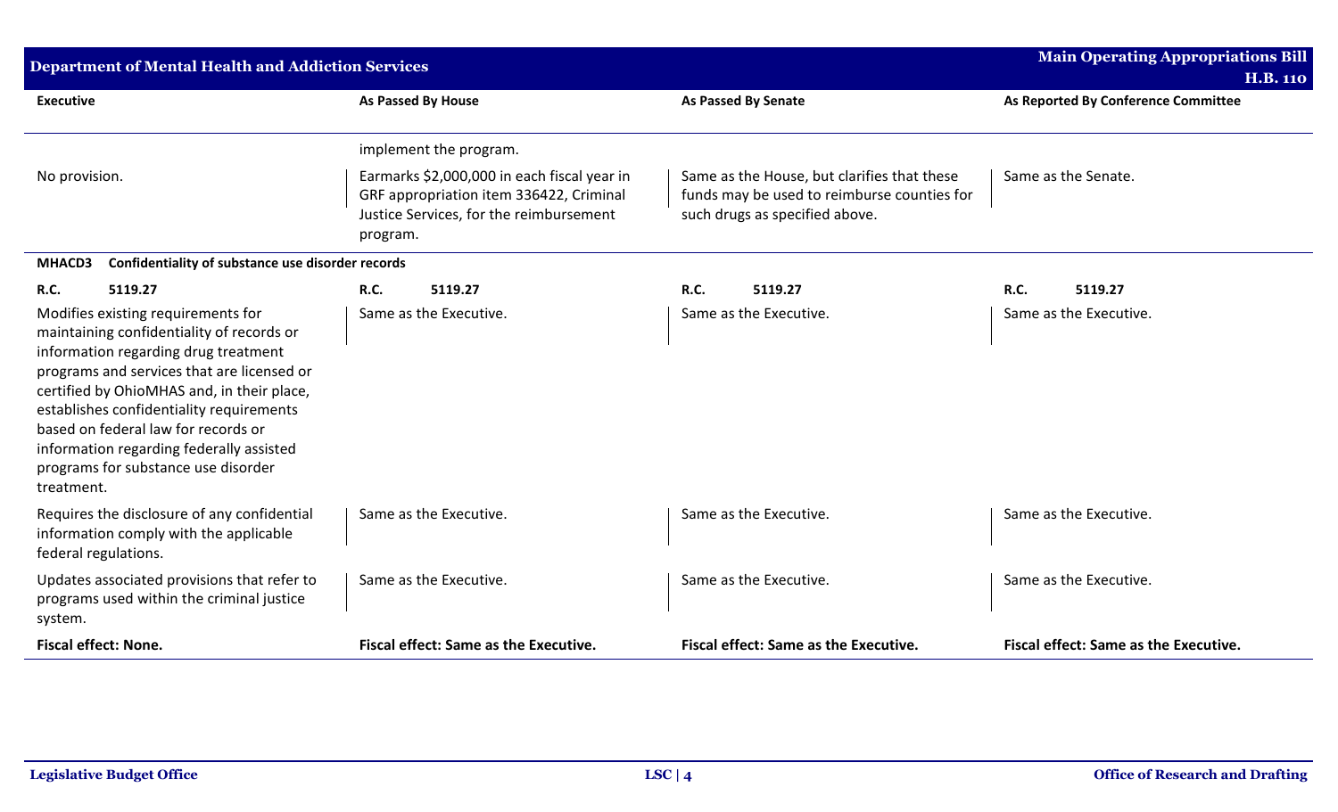| Executive | As Passed By House | As Passed By Senate | As Reported By Conference Committee |
|---|---|---|---|
| | implement the program. | | |
| No provision. | Earmarks $2,000,000 in each fiscal year in GRF appropriation item 336422, Criminal Justice Services, for the reimbursement program. | Same as the House, but clarifies that these funds may be used to reimburse counties for such drugs as specified above. | Same as the Senate. |
| **MHACD3 Confidentiality of substance use disorder records** | | | |
| **R.C. 5119.27** | **R.C. 5119.27** | **R.C. 5119.27** | **R.C. 5119.27** |
| Modifies existing requirements for maintaining confidentiality of records or information regarding drug treatment programs and services that are licensed or certified by OhioMHAS and, in their place, establishes confidentiality requirements based on federal law for records or information regarding federally assisted programs for substance use disorder treatment. | Same as the Executive. | Same as the Executive. | Same as the Executive. |
| Requires the disclosure of any confidential information comply with the applicable federal regulations. | Same as the Executive. | Same as the Executive. | Same as the Executive. |
| Updates associated provisions that refer to programs used within the criminal justice system. | Same as the Executive. | Same as the Executive. | Same as the Executive. |
| **Fiscal effect: None.** | **Fiscal effect: Same as the Executive.** | **Fiscal effect: Same as the Executive.** | **Fiscal effect: Same as the Executive.** |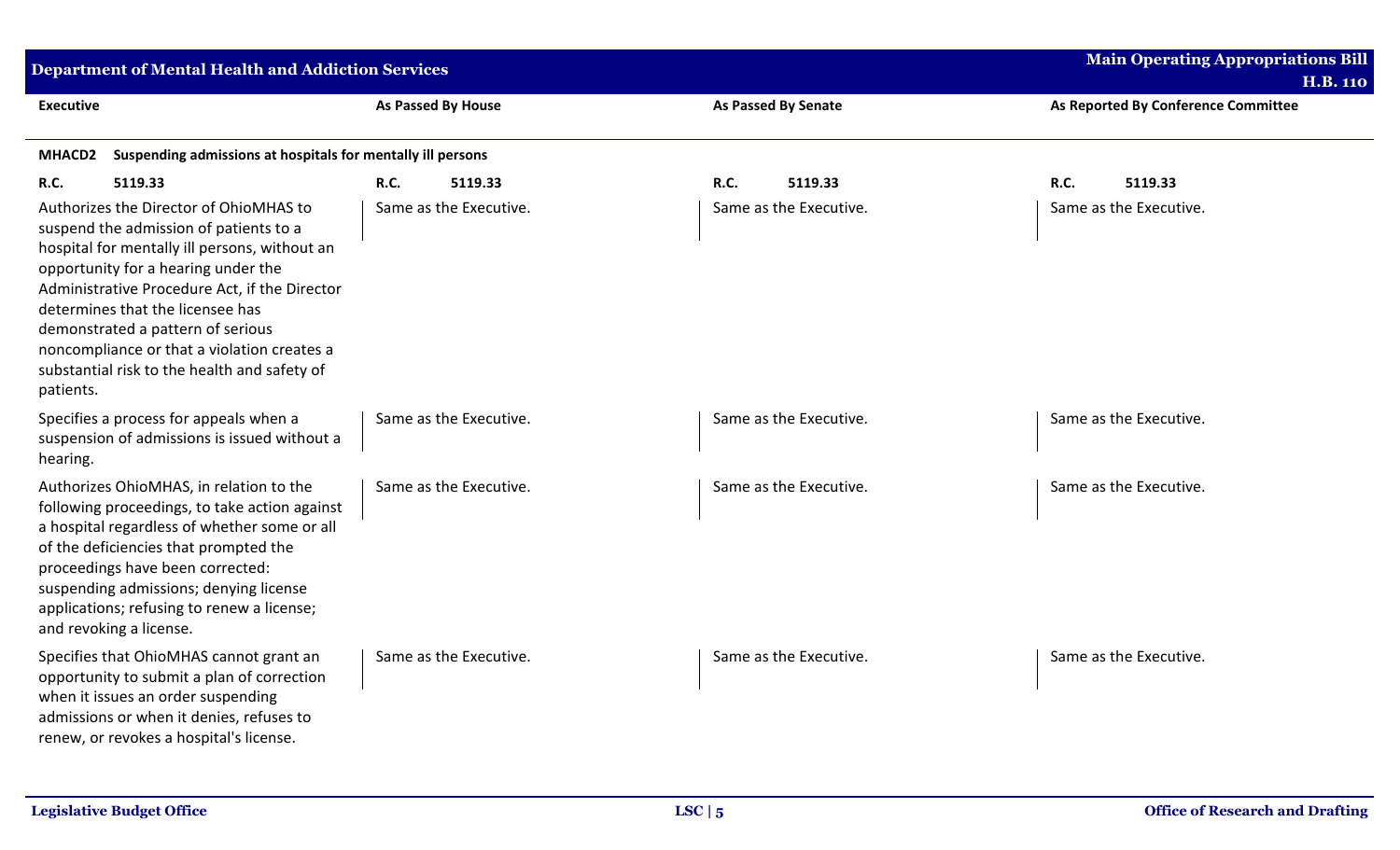| Executive | As Passed By House | As Passed By Senate | As Reported By Conference Committee |
|---|---|---|---|
| **MHACD2 Suspending admissions at hospitals for mentally ill persons** | | | |
| **R.C. 5119.33** | **R.C. 5119.33** | **R.C. 5119.33** | **R.C. 5119.33** |
| Authorizes the Director of OhioMHAS to suspend the admission of patients to a hospital for mentally ill persons, without an opportunity for a hearing under the Administrative Procedure Act, if the Director determines that the licensee has demonstrated a pattern of serious noncompliance or that a violation creates a substantial risk to the health and safety of patients. | Same as the Executive. | Same as the Executive. | Same as the Executive. |
| Specifies a process for appeals when a suspension of admissions is issued without a hearing. | Same as the Executive. | Same as the Executive. | Same as the Executive. |
| Authorizes OhioMHAS, in relation to the following proceedings, to take action against a hospital regardless of whether some or all of the deficiencies that prompted the proceedings have been corrected: suspending admissions; denying license applications; refusing to renew a license; and revoking a license. | Same as the Executive. | Same as the Executive. | Same as the Executive. |
| Specifies that OhioMHAS cannot grant an opportunity to submit a plan of correction when it issues an order suspending admissions or when it denies, refuses to renew, or revokes a hospital's license. | Same as the Executive. | Same as the Executive. | Same as the Executive. |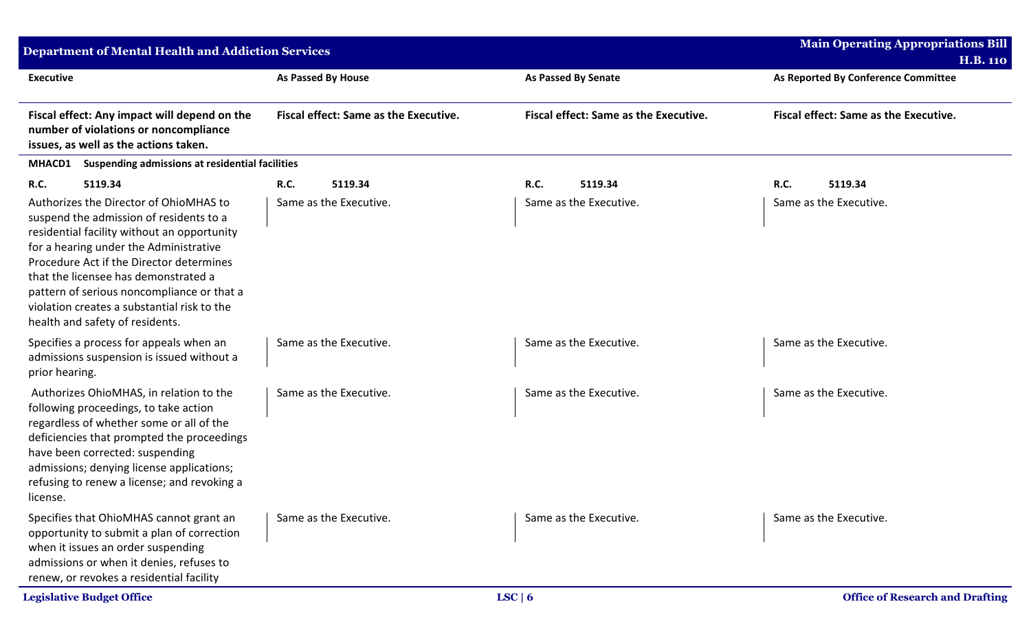| Executive | As Passed By House | As Passed By Senate | As Reported By Conference Committee |
|---|---|---|---|
| **Fiscal effect: Any impact will depend on the number of violations or noncompliance issues, as well as the actions taken.** | **Fiscal effect: Same as the Executive.** | **Fiscal effect: Same as the Executive.** | **Fiscal effect: Same as the Executive.** |
| **MHACD1 Suspending admissions at residential facilities** | | | |
| **R.C. 5119.34** | **R.C. 5119.34** | **R.C. 5119.34** | **R.C. 5119.34** |
| Authorizes the Director of OhioMHAS to suspend the admission of residents to a residential facility without an opportunity for a hearing under the Administrative Procedure Act if the Director determines that the licensee has demonstrated a pattern of serious noncompliance or that a violation creates a substantial risk to the health and safety of residents. | Same as the Executive. | Same as the Executive. | Same as the Executive. |
| Specifies a process for appeals when an admissions suspension is issued without a prior hearing. | Same as the Executive. | Same as the Executive. | Same as the Executive. |
| Authorizes OhioMHAS, in relation to the following proceedings, to take action regardless of whether some or all of the deficiencies that prompted the proceedings have been corrected: suspending admissions; denying license applications; refusing to renew a license; and revoking a license. | Same as the Executive. | Same as the Executive. | Same as the Executive. |
| Specifies that OhioMHAS cannot grant an opportunity to submit a plan of correction when it issues an order suspending admissions or when it denies, refuses to renew, or revokes a residential facility | Same as the Executive. | Same as the Executive. | Same as the Executive. |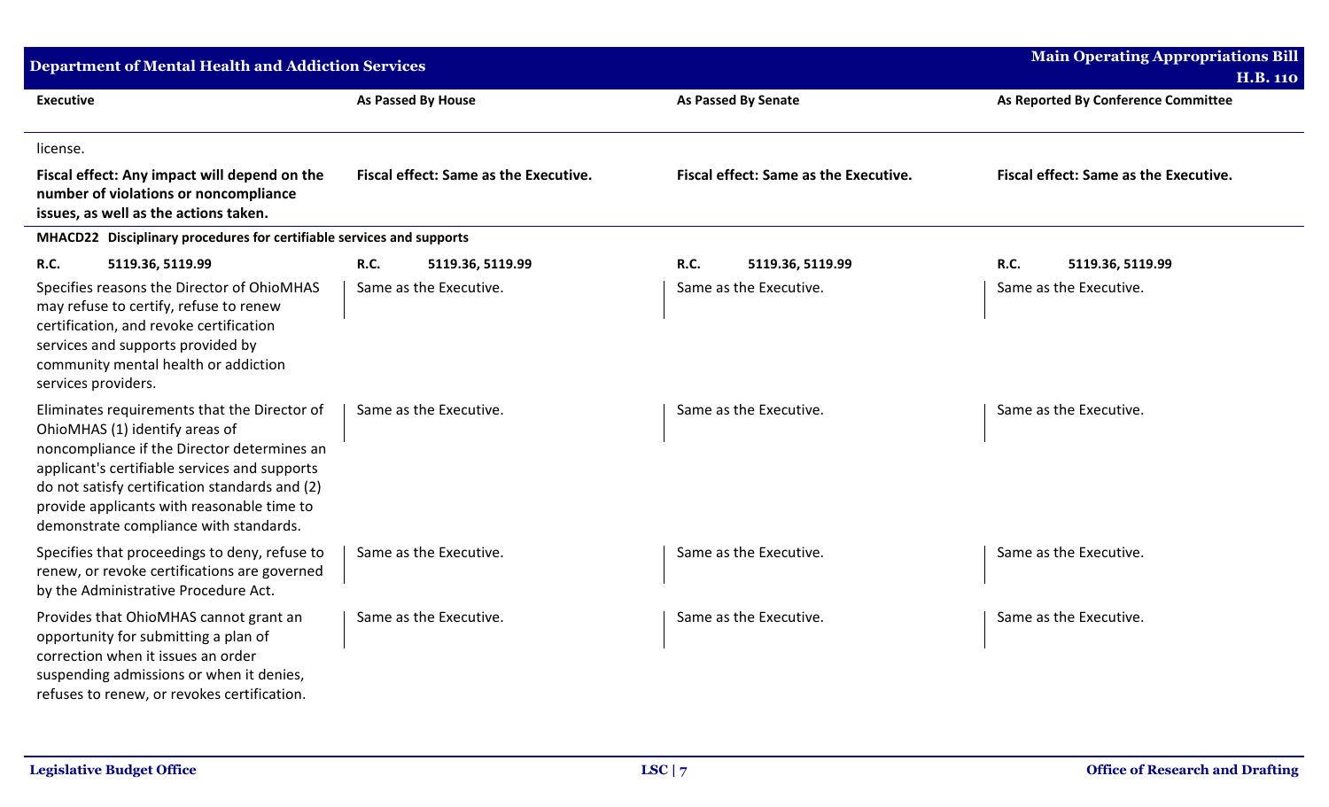| Executive | As Passed By House | As Passed By Senate | As Reported By Conference Committee |
|---|---|---|---|
| license. | | | |
| **Fiscal effect: Any impact will depend on the number of violations or noncompliance issues, as well as the actions taken.** | **Fiscal effect: Same as the Executive.** | **Fiscal effect: Same as the Executive.** | **Fiscal effect: Same as the Executive.** |

**MHACD22 Disciplinary procedures for certifiable services and supports**

| Executive | As Passed By House | As Passed By Senate | As Reported By Conference Committee |
|---|---|---|---|
| **R.C. 5119.36, 5119.99** | **R.C. 5119.36, 5119.99** | **R.C. 5119.36, 5119.99** | **R.C. 5119.36, 5119.99** |
| Specifies reasons the Director of OhioMHAS may refuse to certify, refuse to renew certification, and revoke certification services and supports provided by community mental health or addiction services providers. | Same as the Executive. | Same as the Executive. | Same as the Executive. |
| Eliminates requirements that the Director of OhioMHAS (1) identify areas of noncompliance if the Director determines an applicant's certifiable services and supports do not satisfy certification standards and (2) provide applicants with reasonable time to demonstrate compliance with standards. | Same as the Executive. | Same as the Executive. | Same as the Executive. |
| Specifies that proceedings to deny, refuse to renew, or revoke certifications are governed by the Administrative Procedure Act. | Same as the Executive. | Same as the Executive. | Same as the Executive. |
| Provides that OhioMHAS cannot grant an opportunity for submitting a plan of correction when it issues an order suspending admissions or when it denies, refuses to renew, or revokes certification. | Same as the Executive. | Same as the Executive. | Same as the Executive. |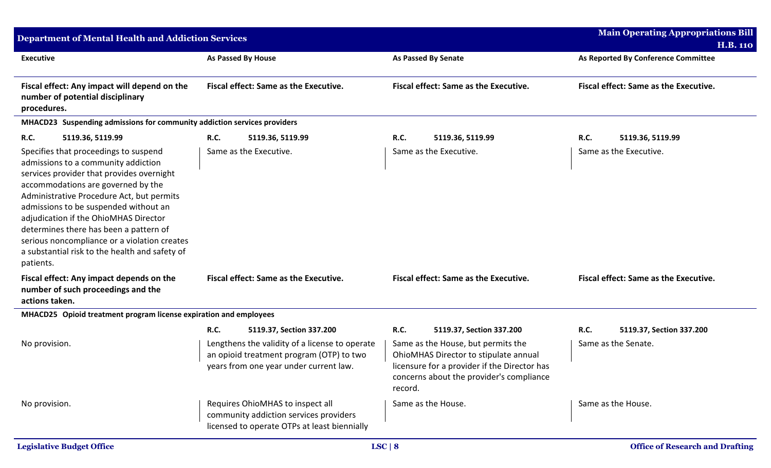| Executive | As Passed By House | As Passed By Senate | As Reported By Conference Committee |
|---|---|---|---|
| **Fiscal effect: Any impact will depend on the number of potential disciplinary procedures.** | **Fiscal effect: Same as the Executive.** | **Fiscal effect: Same as the Executive.** | **Fiscal effect: Same as the Executive.** |
| **MHACD23 Suspending admissions for community addiction services providers** | | | |
| **R.C.** 5119.36, 5119.99 | **R.C.** 5119.36, 5119.99 | **R.C.** 5119.36, 5119.99 | **R.C.** 5119.36, 5119.99 |
| Specifies that proceedings to suspend admissions to a community addiction services provider that provides overnight accommodations are governed by the Administrative Procedure Act, but permits admissions to be suspended without an adjudication if the OhioMHAS Director determines there has been a pattern of serious noncompliance or a violation creates a substantial risk to the health and safety of patients. | Same as the Executive. | Same as the Executive. | Same as the Executive. |
| **Fiscal effect: Any impact depends on the number of such proceedings and the actions taken.** | **Fiscal effect: Same as the Executive.** | **Fiscal effect: Same as the Executive.** | **Fiscal effect: Same as the Executive.** |
| **MHACD25 Opioid treatment program license expiration and employees** | | | |
| | **R.C.** 5119.37, Section 337.200 | **R.C.** 5119.37, Section 337.200 | **R.C.** 5119.37, Section 337.200 |
| No provision. | Lengthens the validity of a license to operate an opioid treatment program (OTP) to two years from one year under current law. | Same as the House, but permits the OhioMHAS Director to stipulate annual licensure for a provider if the Director has concerns about the provider's compliance record. | Same as the Senate. |
| No provision. | Requires OhioMHAS to inspect all community addiction services providers licensed to operate OTPs at least biennially | Same as the House. | Same as the House. |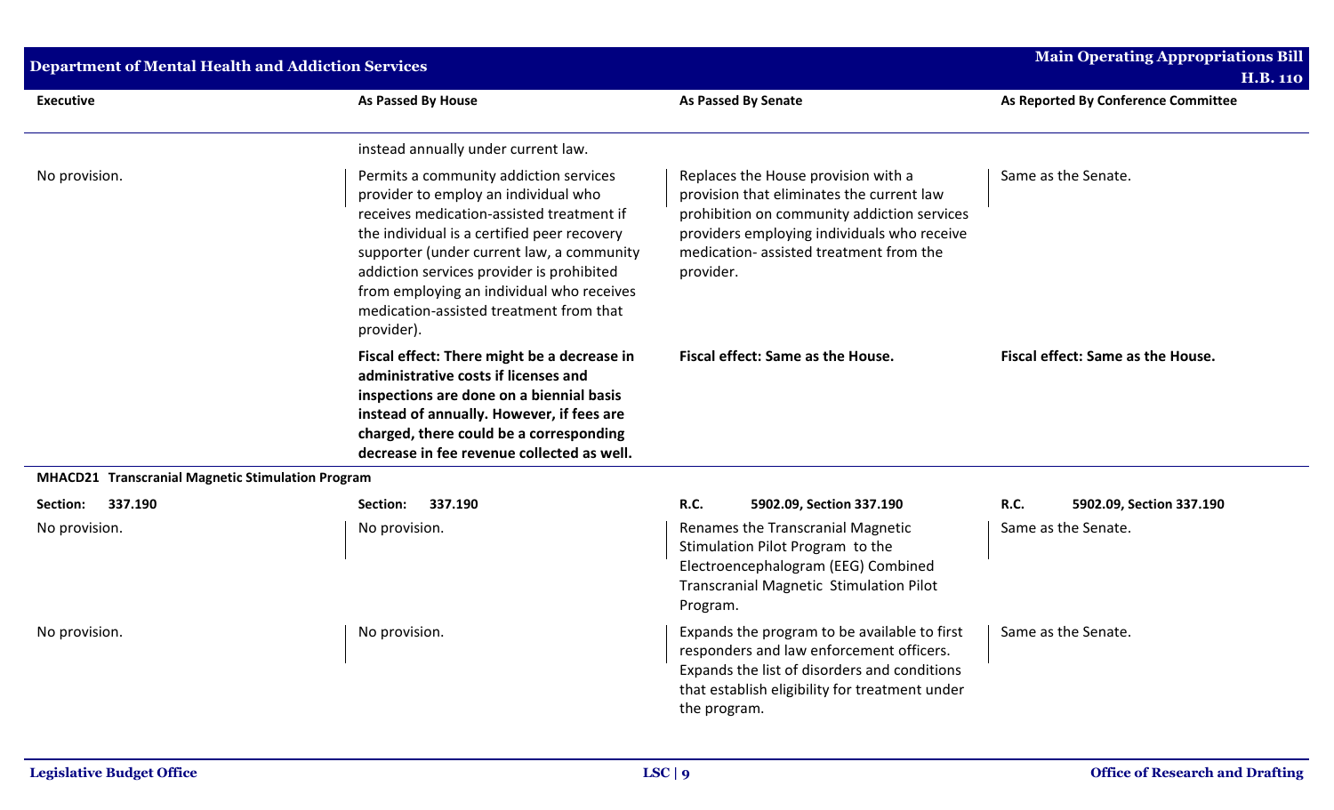| Executive | As Passed By House | As Passed By Senate | As Reported By Conference Committee |
|---|---|---|---|
| | instead annually under current law. | | |
| No provision. | Permits a community addiction services provider to employ an individual who receives medication-assisted treatment if the individual is a certified peer recovery supporter (under current law, a community addiction services provider is prohibited from employing an individual who receives medication-assisted treatment from that provider). | Replaces the House provision with a provision that eliminates the current law prohibition on community addiction services providers employing individuals who receive medication- assisted treatment from the provider. | Same as the Senate. |
| | **Fiscal effect: There might be a decrease in administrative costs if licenses and inspections are done on a biennial basis instead of annually. However, if fees are charged, there could be a corresponding decrease in fee revenue collected as well.** | **Fiscal effect: Same as the House.** | **Fiscal effect: Same as the House.** |
| **MHACD21 Transcranial Magnetic Stimulation Program** | | | |
| **Section: 337.190** | **Section: 337.190** | **R.C. 5902.09, Section 337.190** | **R.C. 5902.09, Section 337.190** |
| No provision. | No provision. | Renames the Transcranial Magnetic Stimulation Pilot Program to the Electroencephalogram (EEG) Combined Transcranial Magnetic Stimulation Pilot Program. | Same as the Senate. |
| No provision. | No provision. | Expands the program to be available to first responders and law enforcement officers. Expands the list of disorders and conditions that establish eligibility for treatment under the program. | Same as the Senate. |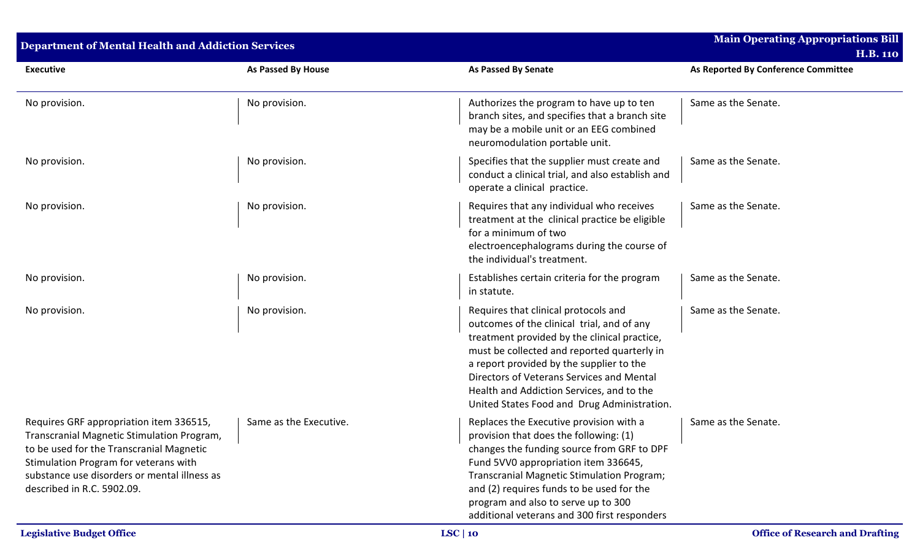| Executive | As Passed By House | As Passed By Senate | As Reported By Conference Committee |
|---|---|---|---|
| No provision. | No provision. | Authorizes the program to have up to ten branch sites, and specifies that a branch site may be a mobile unit or an EEG combined neuromodulation portable unit. | Same as the Senate. |
| No provision. | No provision. | Specifies that the supplier must create and conduct a clinical trial, and also establish and operate a clinical practice. | Same as the Senate. |
| No provision. | No provision. | Requires that any individual who receives treatment at the clinical practice be eligible for a minimum of two electroencephalograms during the course of the individual's treatment. | Same as the Senate. |
| No provision. | No provision. | Establishes certain criteria for the program in statute. | Same as the Senate. |
| No provision. | No provision. | Requires that clinical protocols and outcomes of the clinical trial, and of any treatment provided by the clinical practice, must be collected and reported quarterly in a report provided by the supplier to the Directors of Veterans Services and Mental Health and Addiction Services, and to the United States Food and Drug Administration. | Same as the Senate. |
| Requires GRF appropriation item 336515, Transcranial Magnetic Stimulation Program, to be used for the Transcranial Magnetic Stimulation Program for veterans with substance use disorders or mental illness as described in R.C. 5902.09. | Same as the Executive. | Replaces the Executive provision with a provision that does the following: (1) changes the funding source from GRF to DPF Fund 5VV0 appropriation item 336645, Transcranial Magnetic Stimulation Program; and (2) requires funds to be used for the program and also to serve up to 300 additional veterans and 300 first responders | Same as the Senate. |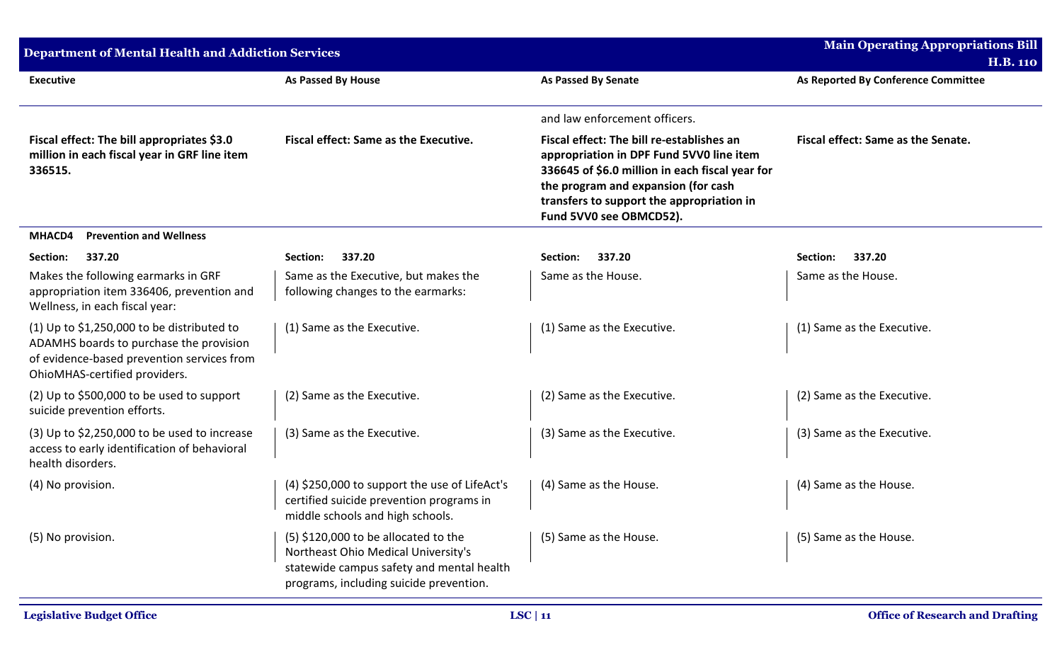| Executive | As Passed By House | As Passed By Senate | As Reported By Conference Committee |
|---|---|---|---|
| | | and law enforcement officers. | |
| **Fiscal effect: The bill appropriates $3.0 million in each fiscal year in GRF line item 336515.** | **Fiscal effect: Same as the Executive.** | **Fiscal effect: The bill re-establishes an appropriation in DPF Fund 5VV0 line item 336645 of $6.0 million in each fiscal year for the program and expansion (for cash transfers to support the appropriation in Fund 5VV0 see OBMCD52).** | **Fiscal effect: Same as the Senate.** |
| **MHACD4 Prevention and Wellness** | | | |
| **Section: 337.20** | **Section: 337.20** | **Section: 337.20** | **Section: 337.20** |
| Makes the following earmarks in GRF appropriation item 336406, prevention and Wellness, in each fiscal year: | Same as the Executive, but makes the following changes to the earmarks: | Same as the House. | Same as the House. |
| (1) Up to $1,250,000 to be distributed to ADAMHS boards to purchase the provision of evidence-based prevention services from OhioMHAS-certified providers. | (1) Same as the Executive. | (1) Same as the Executive. | (1) Same as the Executive. |
| (2) Up to $500,000 to be used to support suicide prevention efforts. | (2) Same as the Executive. | (2) Same as the Executive. | (2) Same as the Executive. |
| (3) Up to $2,250,000 to be used to increase access to early identification of behavioral health disorders. | (3) Same as the Executive. | (3) Same as the Executive. | (3) Same as the Executive. |
| (4) No provision. | (4) $250,000 to support the use of LifeAct's certified suicide prevention programs in middle schools and high schools. | (4) Same as the House. | (4) Same as the House. |
| (5) No provision. | (5) $120,000 to be allocated to the Northeast Ohio Medical University's statewide campus safety and mental health programs, including suicide prevention. | (5) Same as the House. | (5) Same as the House. |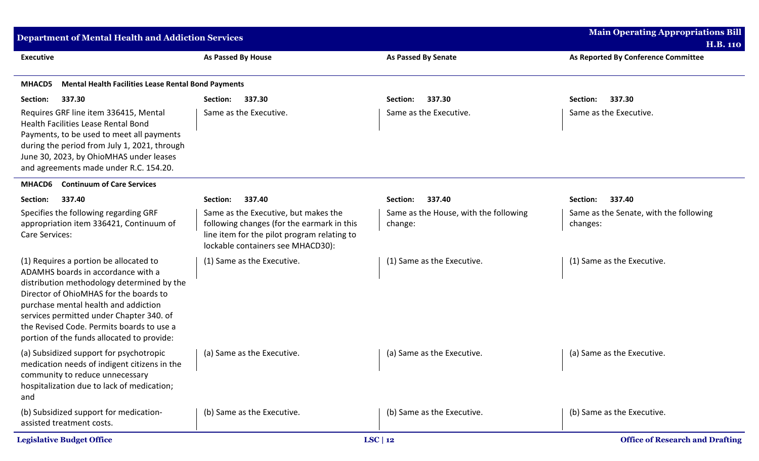| Executive | As Passed By House | As Passed By Senate | As Reported By Conference Committee |
|---|---|---|---|
| **MHACD5 Mental Health Facilities Lease Rental Bond Payments** | | | |
| **Section: 337.30** | **Section: 337.30** | **Section: 337.30** | **Section: 337.30** |
| Requires GRF line item 336415, Mental Health Facilities Lease Rental Bond Payments, to be used to meet all payments during the period from July 1, 2021, through June 30, 2023, by OhioMHAS under leases and agreements made under R.C. 154.20. | Same as the Executive. | Same as the Executive. | Same as the Executive. |
| **MHACD6 Continuum of Care Services** | | | |
| **Section: 337.40** | **Section: 337.40** | **Section: 337.40** | **Section: 337.40** |
| Specifies the following regarding GRF appropriation item 336421, Continuum of Care Services: | Same as the Executive, but makes the following changes (for the earmark in this line item for the pilot program relating to lockable containers see MHACD30): | Same as the House, with the following change: | Same as the Senate, with the following changes: |
| (1) Requires a portion be allocated to ADAMHS boards in accordance with a distribution methodology determined by the Director of OhioMHAS for the boards to purchase mental health and addiction services permitted under Chapter 340. of the Revised Code. Permits boards to use a portion of the funds allocated to provide: | (1) Same as the Executive. | (1) Same as the Executive. | (1) Same as the Executive. |
| (a) Subsidized support for psychotropic medication needs of indigent citizens in the community to reduce unnecessary hospitalization due to lack of medication; and | (a) Same as the Executive. | (a) Same as the Executive. | (a) Same as the Executive. |
| (b) Subsidized support for medication-assisted treatment costs. | (b) Same as the Executive. | (b) Same as the Executive. | (b) Same as the Executive. |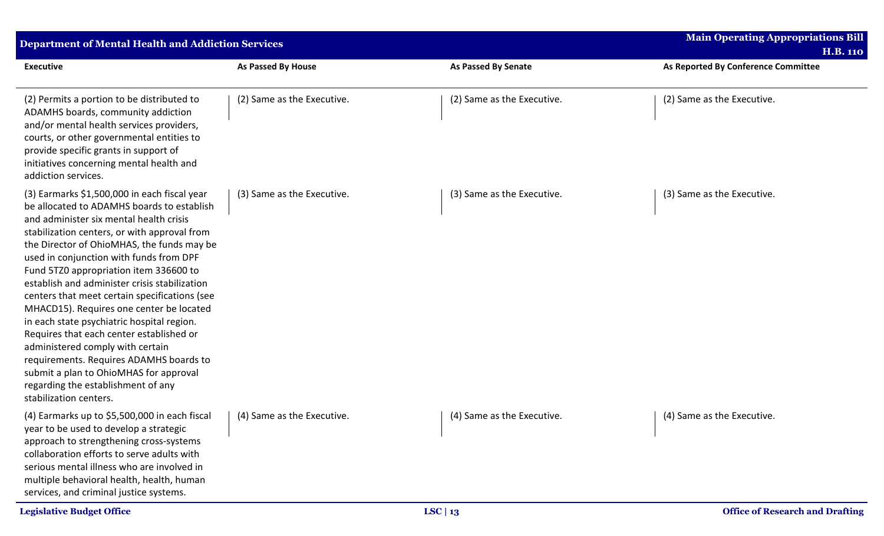| Executive | As Passed By House | As Passed By Senate | As Reported By Conference Committee |
|---|---|---|---|
| (2) Permits a portion to be distributed to ADAMHS boards, community addiction and/or mental health services providers, courts, or other governmental entities to provide specific grants in support of initiatives concerning mental health and addiction services. | (2) Same as the Executive. | (2) Same as the Executive. | (2) Same as the Executive. |
| (3) Earmarks $1,500,000 in each fiscal year be allocated to ADAMHS boards to establish and administer six mental health crisis stabilization centers, or with approval from the Director of OhioMHAS, the funds may be used in conjunction with funds from DPF Fund 5TZ0 appropriation item 336600 to establish and administer crisis stabilization centers that meet certain specifications (see MHACD15). Requires one center be located in each state psychiatric hospital region. Requires that each center established or administered comply with certain requirements. Requires ADAMHS boards to submit a plan to OhioMHAS for approval regarding the establishment of any stabilization centers. | (3) Same as the Executive. | (3) Same as the Executive. | (3) Same as the Executive. |
| (4) Earmarks up to $5,500,000 in each fiscal year to be used to develop a strategic approach to strengthening cross-systems collaboration efforts to serve adults with serious mental illness who are involved in multiple behavioral health, health, human services, and criminal justice systems. | (4) Same as the Executive. | (4) Same as the Executive. | (4) Same as the Executive. |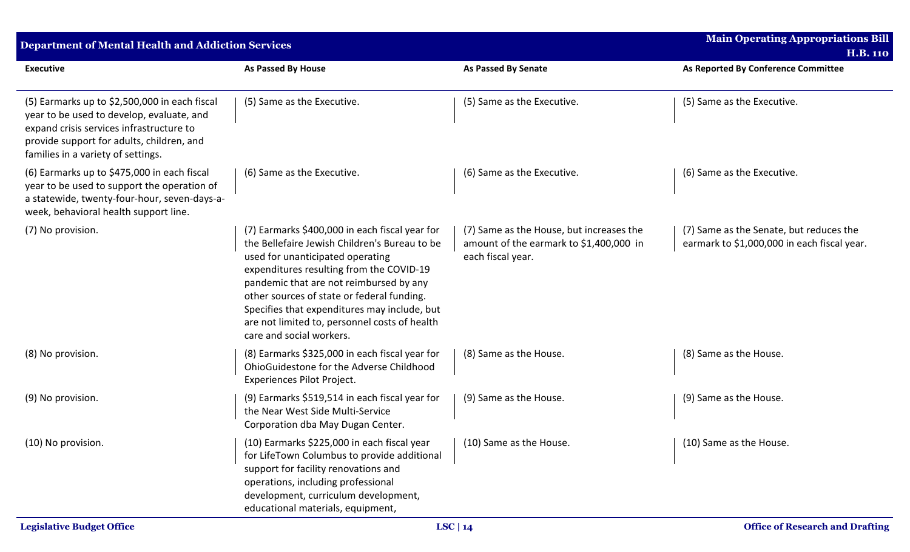| Executive | As Passed By House | As Passed By Senate | As Reported By Conference Committee |
|---|---|---|---|
| (5) Earmarks up to $2,500,000 in each fiscal year to be used to develop, evaluate, and expand crisis services infrastructure to provide support for adults, children, and families in a variety of settings. | (5) Same as the Executive. | (5) Same as the Executive. | (5) Same as the Executive. |
| (6) Earmarks up to $475,000 in each fiscal year to be used to support the operation of a statewide, twenty-four-hour, seven-days-a-week, behavioral health support line. | (6) Same as the Executive. | (6) Same as the Executive. | (6) Same as the Executive. |
| (7) No provision. | (7) Earmarks $400,000 in each fiscal year for the Bellefaire Jewish Children's Bureau to be used for unanticipated operating expenditures resulting from the COVID-19 pandemic that are not reimbursed by any other sources of state or federal funding. Specifies that expenditures may include, but are not limited to, personnel costs of health care and social workers. | (7) Same as the House, but increases the amount of the earmark to $1,400,000 in each fiscal year. | (7) Same as the Senate, but reduces the earmark to $1,000,000 in each fiscal year. |
| (8) No provision. | (8) Earmarks $325,000 in each fiscal year for OhioGuidestone for the Adverse Childhood Experiences Pilot Project. | (8) Same as the House. | (8) Same as the House. |
| (9) No provision. | (9) Earmarks $519,514 in each fiscal year for the Near West Side Multi-Service Corporation dba May Dugan Center. | (9) Same as the House. | (9) Same as the House. |
| (10) No provision. | (10) Earmarks $225,000 in each fiscal year for LifeTown Columbus to provide additional support for facility renovations and operations, including professional development, curriculum development, educational materials, equipment, | (10) Same as the House. | (10) Same as the House. |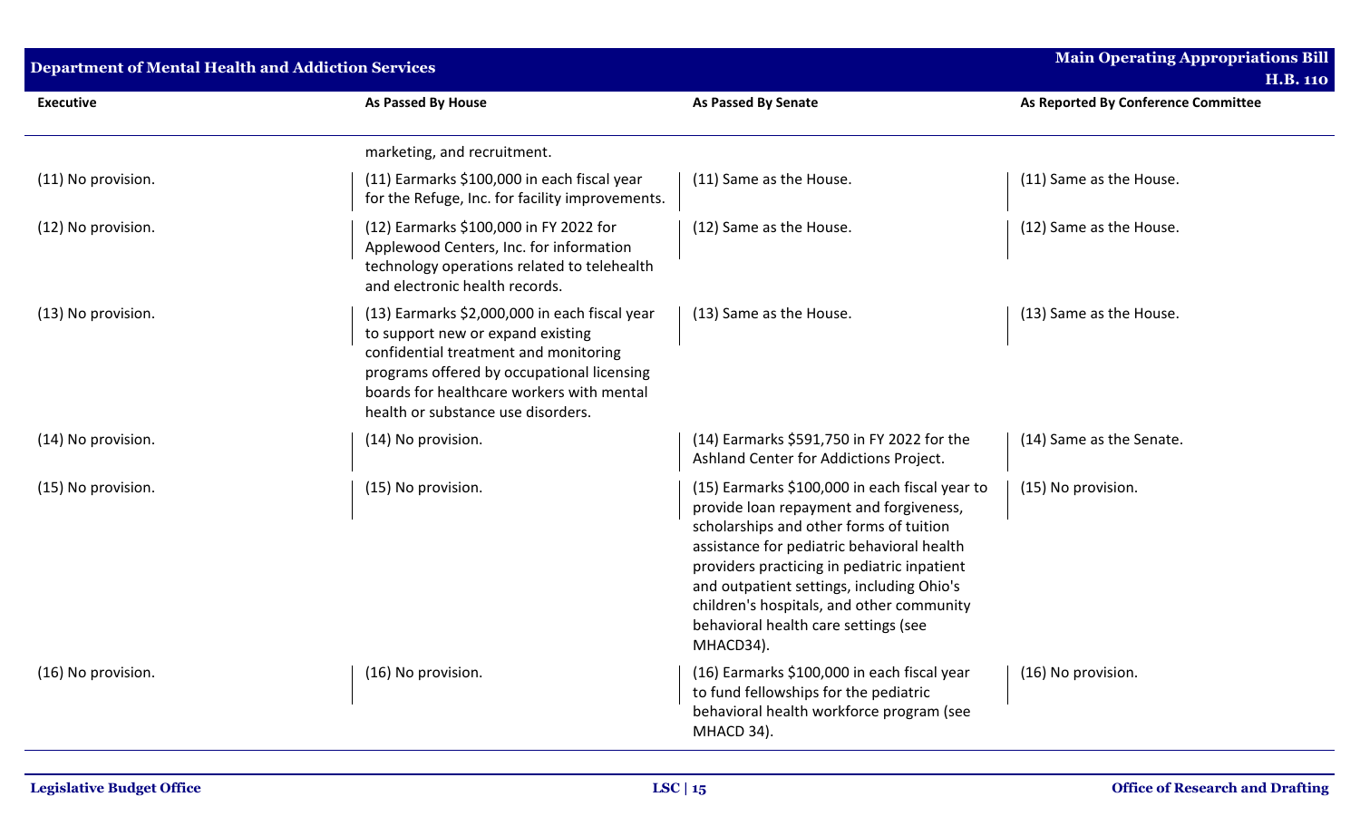| Executive | As Passed By House | As Passed By Senate | As Reported By Conference Committee |
|---|---|---|---|
| | marketing, and recruitment. | | |
| (11) No provision. | (11) Earmarks $100,000 in each fiscal year for the Refuge, Inc. for facility improvements. | (11) Same as the House. | (11) Same as the House. |
| (12) No provision. | (12) Earmarks $100,000 in FY 2022 for Applewood Centers, Inc. for information technology operations related to telehealth and electronic health records. | (12) Same as the House. | (12) Same as the House. |
| (13) No provision. | (13) Earmarks $2,000,000 in each fiscal year to support new or expand existing confidential treatment and monitoring programs offered by occupational licensing boards for healthcare workers with mental health or substance use disorders. | (13) Same as the House. | (13) Same as the House. |
| (14) No provision. | (14) No provision. | (14) Earmarks $591,750 in FY 2022 for the Ashland Center for Addictions Project. | (14) Same as the Senate. |
| (15) No provision. | (15) No provision. | (15) Earmarks $100,000 in each fiscal year to provide loan repayment and forgiveness, scholarships and other forms of tuition assistance for pediatric behavioral health providers practicing in pediatric inpatient and outpatient settings, including Ohio's children's hospitals, and other community behavioral health care settings (see MHACD34). | (15) No provision. |
| (16) No provision. | (16) No provision. | (16) Earmarks $100,000 in each fiscal year to fund fellowships for the pediatric behavioral health workforce program (see MHACD 34). | (16) No provision. |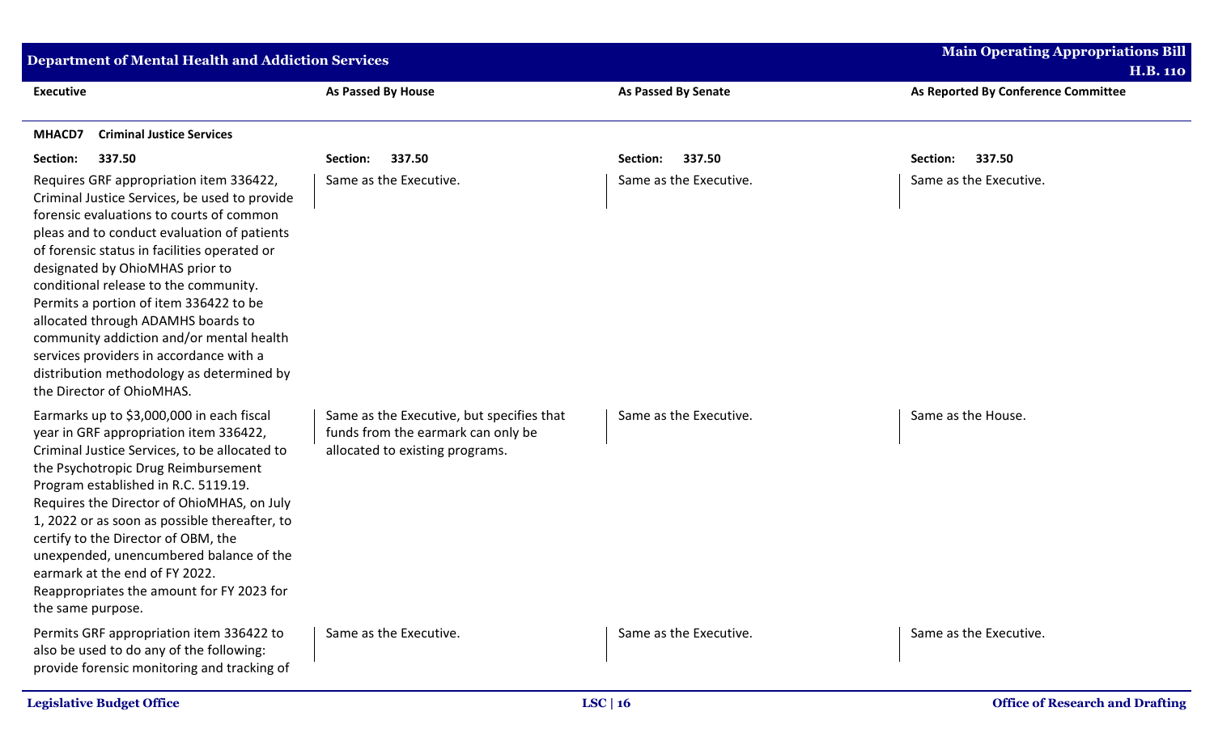| Executive | As Passed By House | As Passed By Senate | As Reported By Conference Committee |
|---|---|---|---|
| **MHACD7 Criminal Justice Services** | | | |
| **Section: 337.50** | **Section: 337.50** | **Section: 337.50** | **Section: 337.50** |
| Requires GRF appropriation item 336422, Criminal Justice Services, be used to provide forensic evaluations to courts of common pleas and to conduct evaluation of patients of forensic status in facilities operated or designated by OhioMHAS prior to conditional release to the community. Permits a portion of item 336422 to be allocated through ADAMHS boards to community addiction and/or mental health services providers in accordance with a distribution methodology as determined by the Director of OhioMHAS. | Same as the Executive. | Same as the Executive. | Same as the Executive. |
| Earmarks up to $3,000,000 in each fiscal year in GRF appropriation item 336422, Criminal Justice Services, to be allocated to the Psychotropic Drug Reimbursement Program established in R.C. 5119.19. Requires the Director of OhioMHAS, on July 1, 2022 or as soon as possible thereafter, to certify to the Director of OBM, the unexpended, unencumbered balance of the earmark at the end of FY 2022. Reappropriates the amount for FY 2023 for the same purpose. | Same as the Executive, but specifies that funds from the earmark can only be allocated to existing programs. | Same as the Executive. | Same as the House. |
| Permits GRF appropriation item 336422 to also be used to do any of the following: provide forensic monitoring and tracking of | Same as the Executive. | Same as the Executive. | Same as the Executive. |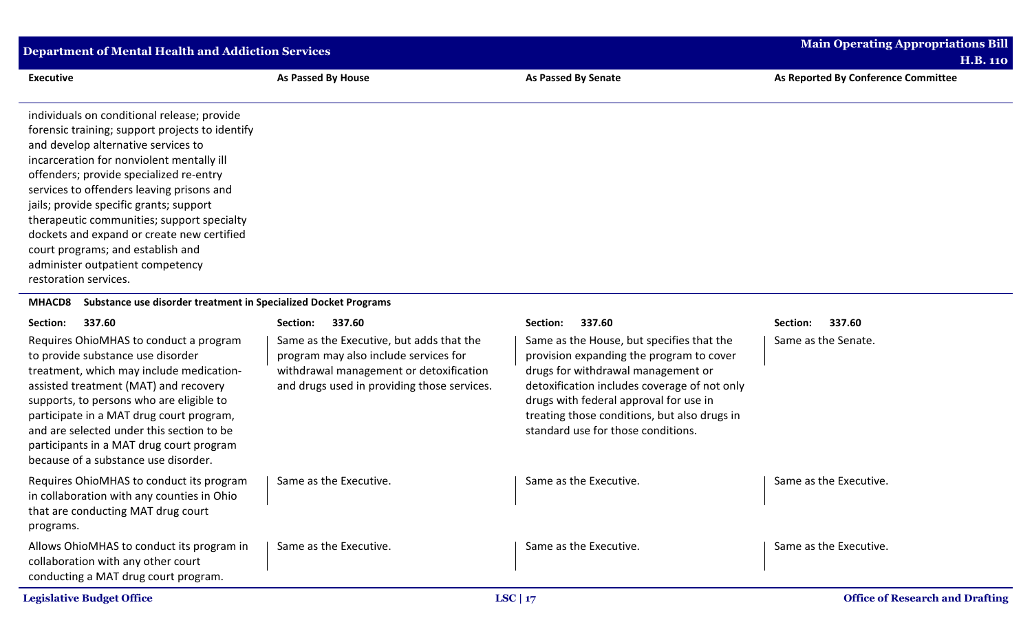| Executive | As Passed By House | As Passed By Senate | As Reported By Conference Committee |
|---|---|---|---|
| individuals on conditional release; provide forensic training; support projects to identify and develop alternative services to incarceration for nonviolent mentally ill offenders; provide specialized re-entry services to offenders leaving prisons and jails; provide specific grants; support therapeutic communities; support specialty dockets and expand or create new certified court programs; and establish and administer outpatient competency restoration services. | | | |
| **MHACD8 Substance use disorder treatment in Specialized Docket Programs** | | | |
| **Section: 337.60** | **Section: 337.60** | **Section: 337.60** | **Section: 337.60** |
| Requires OhioMHAS to conduct a program to provide substance use disorder treatment, which may include medication-assisted treatment (MAT) and recovery supports, to persons who are eligible to participate in a MAT drug court program, and are selected under this section to be participants in a MAT drug court program because of a substance use disorder. | Same as the Executive, but adds that the program may also include services for withdrawal management or detoxification and drugs used in providing those services. | Same as the House, but specifies that the provision expanding the program to cover drugs for withdrawal management or detoxification includes coverage of not only drugs with federal approval for use in treating those conditions, but also drugs in standard use for those conditions. | Same as the Senate. |
| Requires OhioMHAS to conduct its program in collaboration with any counties in Ohio that are conducting MAT drug court programs. | Same as the Executive. | Same as the Executive. | Same as the Executive. |
| Allows OhioMHAS to conduct its program in collaboration with any other court conducting a MAT drug court program. | Same as the Executive. | Same as the Executive. | Same as the Executive. |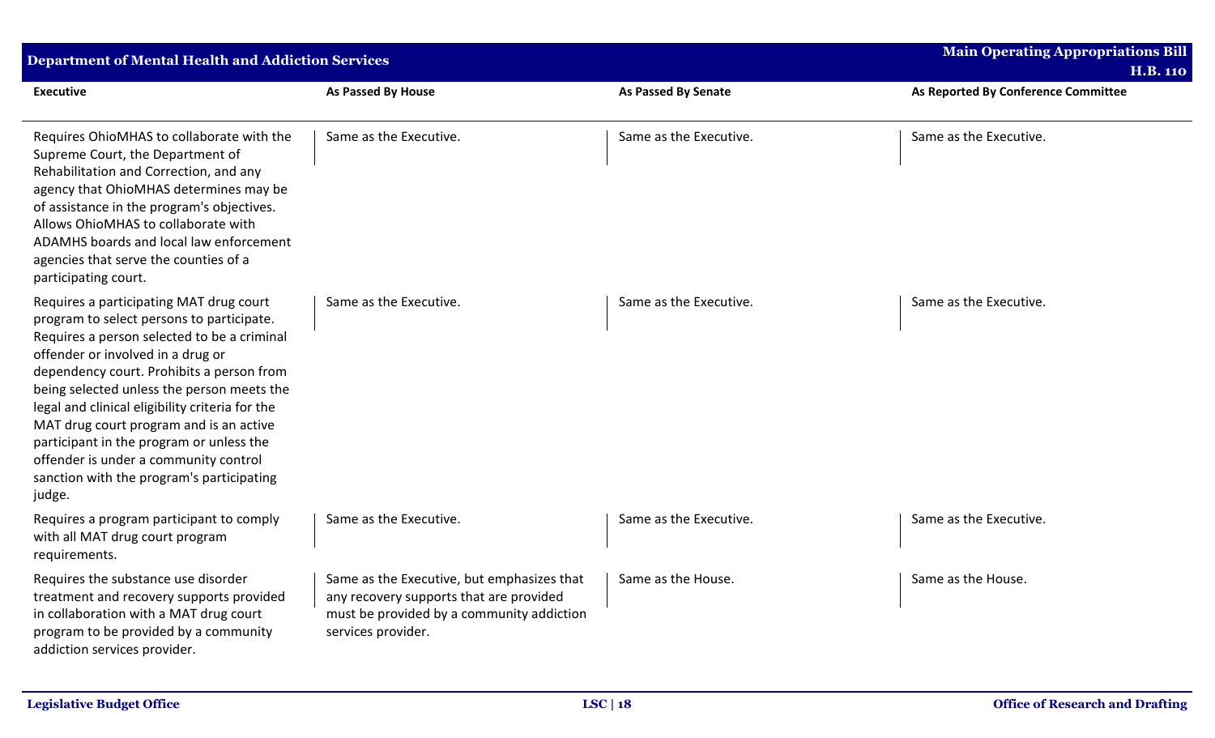| Executive | As Passed By House | As Passed By Senate | As Reported By Conference Committee |
| --- | --- | --- | --- |
| Requires OhioMHAS to collaborate with the Supreme Court, the Department of Rehabilitation and Correction, and any agency that OhioMHAS determines may be of assistance in the program's objectives. Allows OhioMHAS to collaborate with ADAMHS boards and local law enforcement agencies that serve the counties of a participating court. | Same as the Executive. | Same as the Executive. | Same as the Executive. |
| Requires a participating MAT drug court program to select persons to participate. Requires a person selected to be a criminal offender or involved in a drug or dependency court. Prohibits a person from being selected unless the person meets the legal and clinical eligibility criteria for the MAT drug court program and is an active participant in the program or unless the offender is under a community control sanction with the program's participating judge. | Same as the Executive. | Same as the Executive. | Same as the Executive. |
| Requires a program participant to comply with all MAT drug court program requirements. | Same as the Executive. | Same as the Executive. | Same as the Executive. |
| Requires the substance use disorder treatment and recovery supports provided in collaboration with a MAT drug court program to be provided by a community addiction services provider. | Same as the Executive, but emphasizes that any recovery supports that are provided must be provided by a community addiction services provider. | Same as the House. | Same as the House. |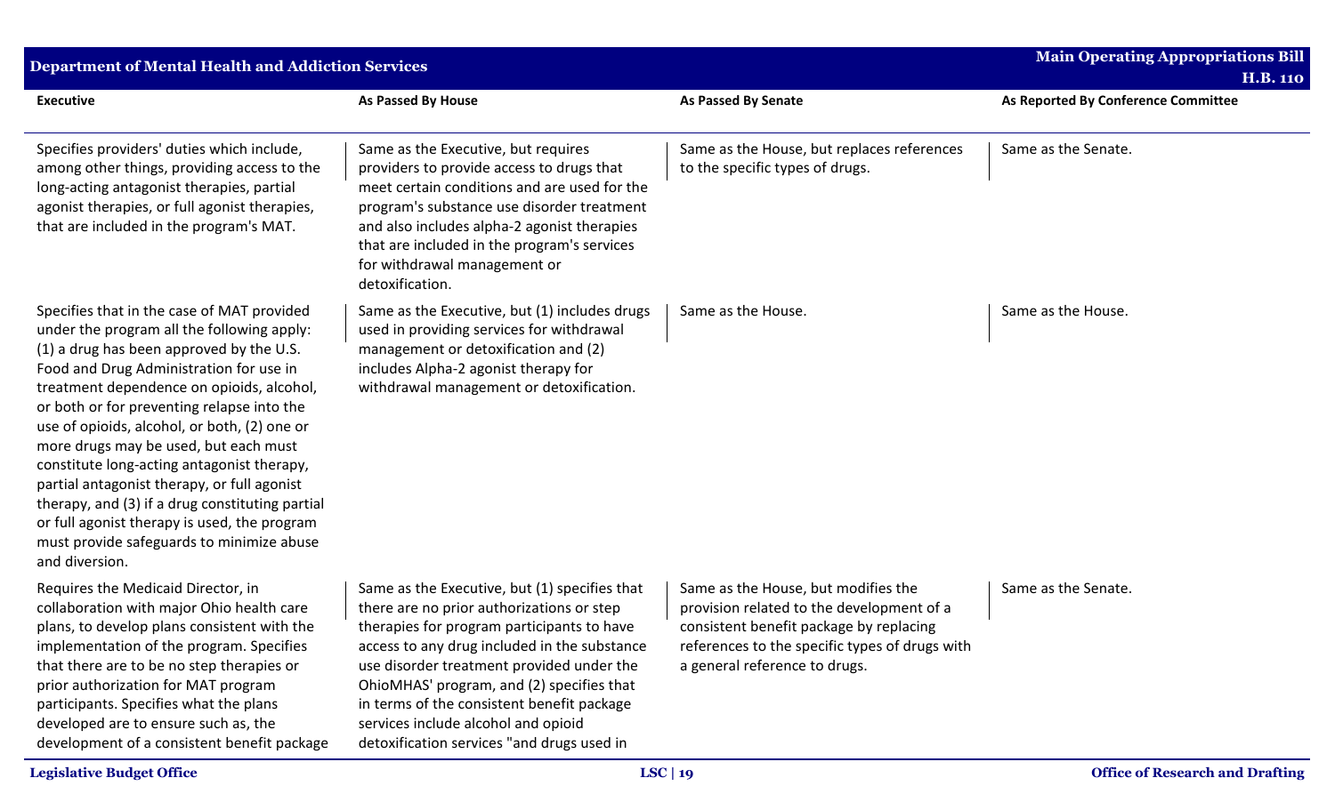| Executive | As Passed By House | As Passed By Senate | As Reported By Conference Committee |
|---|---|---|---|
| Specifies providers' duties which include, among other things, providing access to the long-acting antagonist therapies, partial agonist therapies, or full agonist therapies, that are included in the program's MAT. | Same as the Executive, but requires providers to provide access to drugs that meet certain conditions and are used for the program's substance use disorder treatment and also includes alpha-2 agonist therapies that are included in the program's services for withdrawal management or detoxification. | Same as the House, but replaces references to the specific types of drugs. | Same as the Senate. |
| Specifies that in the case of MAT provided under the program all the following apply: (1) a drug has been approved by the U.S. Food and Drug Administration for use in treatment dependence on opioids, alcohol, or both or for preventing relapse into the use of opioids, alcohol, or both, (2) one or more drugs may be used, but each must constitute long-acting antagonist therapy, partial antagonist therapy, or full agonist therapy, and (3) if a drug constituting partial or full agonist therapy is used, the program must provide safeguards to minimize abuse and diversion. | Same as the Executive, but (1) includes drugs used in providing services for withdrawal management or detoxification and (2) includes Alpha-2 agonist therapy for withdrawal management or detoxification. | Same as the House. | Same as the House. |
| Requires the Medicaid Director, in collaboration with major Ohio health care plans, to develop plans consistent with the implementation of the program. Specifies that there are to be no step therapies or prior authorization for MAT program participants. Specifies what the plans developed are to ensure such as, the development of a consistent benefit package | Same as the Executive, but (1) specifies that there are no prior authorizations or step therapies for program participants to have access to any drug included in the substance use disorder treatment provided under the OhioMHAS' program, and (2) specifies that in terms of the consistent benefit package services include alcohol and opioid detoxification services "and drugs used in | Same as the House, but modifies the provision related to the development of a consistent benefit package by replacing references to the specific types of drugs with a general reference to drugs. | Same as the Senate. |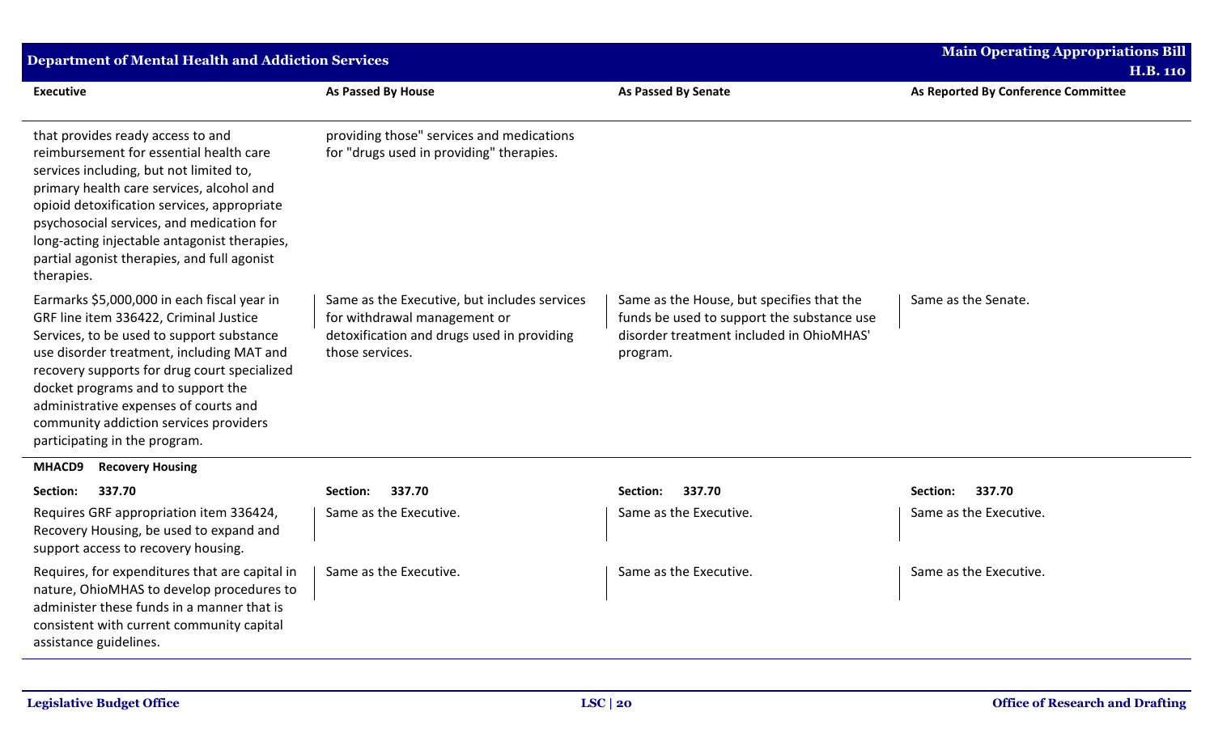| Executive | As Passed By House | As Passed By Senate | As Reported By Conference Committee |
|---|---|---|---|
| that provides ready access to and reimbursement for essential health care services including, but not limited to, primary health care services, alcohol and opioid detoxification services, appropriate psychosocial services, and medication for long-acting injectable antagonist therapies, partial agonist therapies, and full agonist therapies. | providing those" services and medications for "drugs used in providing" therapies. | | |
| Earmarks $5,000,000 in each fiscal year in GRF line item 336422, Criminal Justice Services, to be used to support substance use disorder treatment, including MAT and recovery supports for drug court specialized docket programs and to support the administrative expenses of courts and community addiction services providers participating in the program. | Same as the Executive, but includes services for withdrawal management or detoxification and drugs used in providing those services. | Same as the House, but specifies that the funds be used to support the substance use disorder treatment included in OhioMHAS' program. | Same as the Senate. |
| **MHACD9 Recovery Housing** | | | |
| **Section: 337.70** | **Section: 337.70** | **Section: 337.70** | **Section: 337.70** |
| Requires GRF appropriation item 336424, Recovery Housing, be used to expand and support access to recovery housing. | Same as the Executive. | Same as the Executive. | Same as the Executive. |
| Requires, for expenditures that are capital in nature, OhioMHAS to develop procedures to administer these funds in a manner that is consistent with current community capital assistance guidelines. | Same as the Executive. | Same as the Executive. | Same as the Executive. |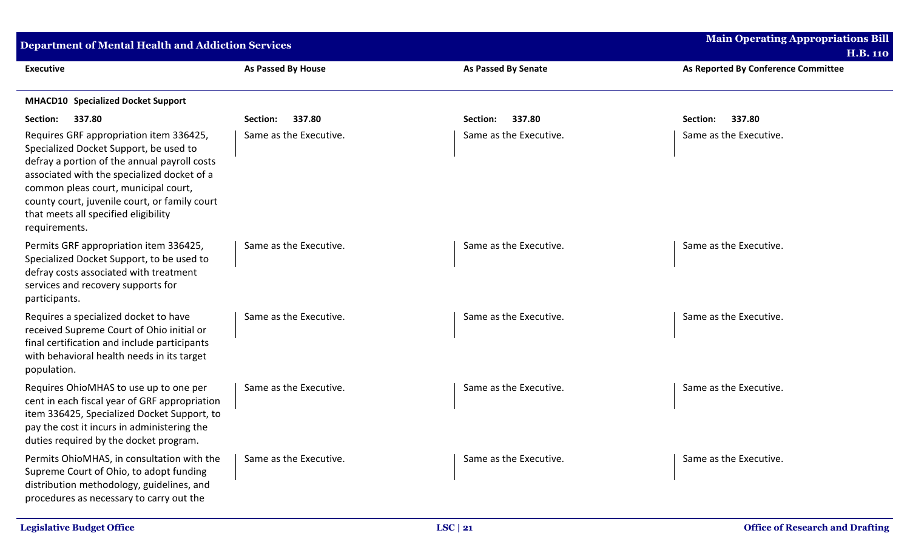| Executive | As Passed By House | As Passed By Senate | As Reported By Conference Committee |
|---|---|---|---|
| **MHACD10 Specialized Docket Support** | | | |
| **Section: 337.80** | **Section: 337.80** | **Section: 337.80** | **Section: 337.80** |
| Requires GRF appropriation item 336425, Specialized Docket Support, be used to defray a portion of the annual payroll costs associated with the specialized docket of a common pleas court, municipal court, county court, juvenile court, or family court that meets all specified eligibility requirements. | Same as the Executive. | Same as the Executive. | Same as the Executive. |
| Permits GRF appropriation item 336425, Specialized Docket Support, to be used to defray costs associated with treatment services and recovery supports for participants. | Same as the Executive. | Same as the Executive. | Same as the Executive. |
| Requires a specialized docket to have received Supreme Court of Ohio initial or final certification and include participants with behavioral health needs in its target population. | Same as the Executive. | Same as the Executive. | Same as the Executive. |
| Requires OhioMHAS to use up to one per cent in each fiscal year of GRF appropriation item 336425, Specialized Docket Support, to pay the cost it incurs in administering the duties required by the docket program. | Same as the Executive. | Same as the Executive. | Same as the Executive. |
| Permits OhioMHAS, in consultation with the Supreme Court of Ohio, to adopt funding distribution methodology, guidelines, and procedures as necessary to carry out the | Same as the Executive. | Same as the Executive. | Same as the Executive. |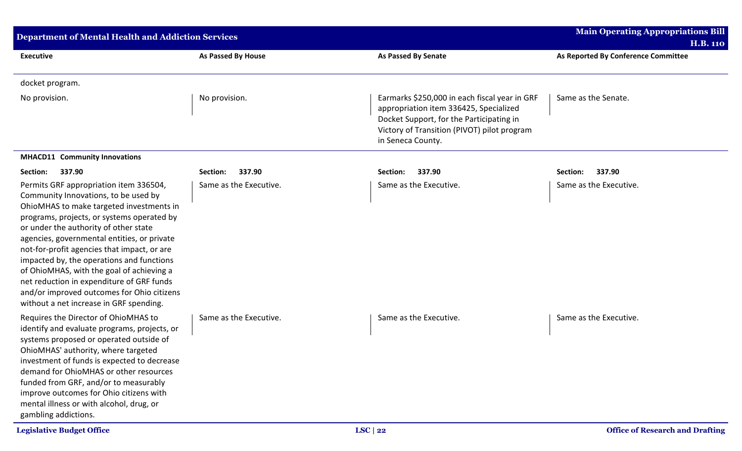| Executive | As Passed By House | As Passed By Senate | As Reported By Conference Committee |
|---|---|---|---|
| docket program. | | | |
| No provision. | No provision. | Earmarks $250,000 in each fiscal year in GRF appropriation item 336425, Specialized Docket Support, for the Participating in Victory of Transition (PIVOT) pilot program in Seneca County. | Same as the Senate. |
| **MHACD11 Community Innovations** | | | |
| **Section: 337.90** | **Section: 337.90** | **Section: 337.90** | **Section: 337.90** |
| Permits GRF appropriation item 336504, Community Innovations, to be used by OhioMHAS to make targeted investments in programs, projects, or systems operated by or under the authority of other state agencies, governmental entities, or private not-for-profit agencies that impact, or are impacted by, the operations and functions of OhioMHAS, with the goal of achieving a net reduction in expenditure of GRF funds and/or improved outcomes for Ohio citizens without a net increase in GRF spending. | Same as the Executive. | Same as the Executive. | Same as the Executive. |
| Requires the Director of OhioMHAS to identify and evaluate programs, projects, or systems proposed or operated outside of OhioMHAS' authority, where targeted investment of funds is expected to decrease demand for OhioMHAS or other resources funded from GRF, and/or to measurably improve outcomes for Ohio citizens with mental illness or with alcohol, drug, or gambling addictions. | Same as the Executive. | Same as the Executive. | Same as the Executive. |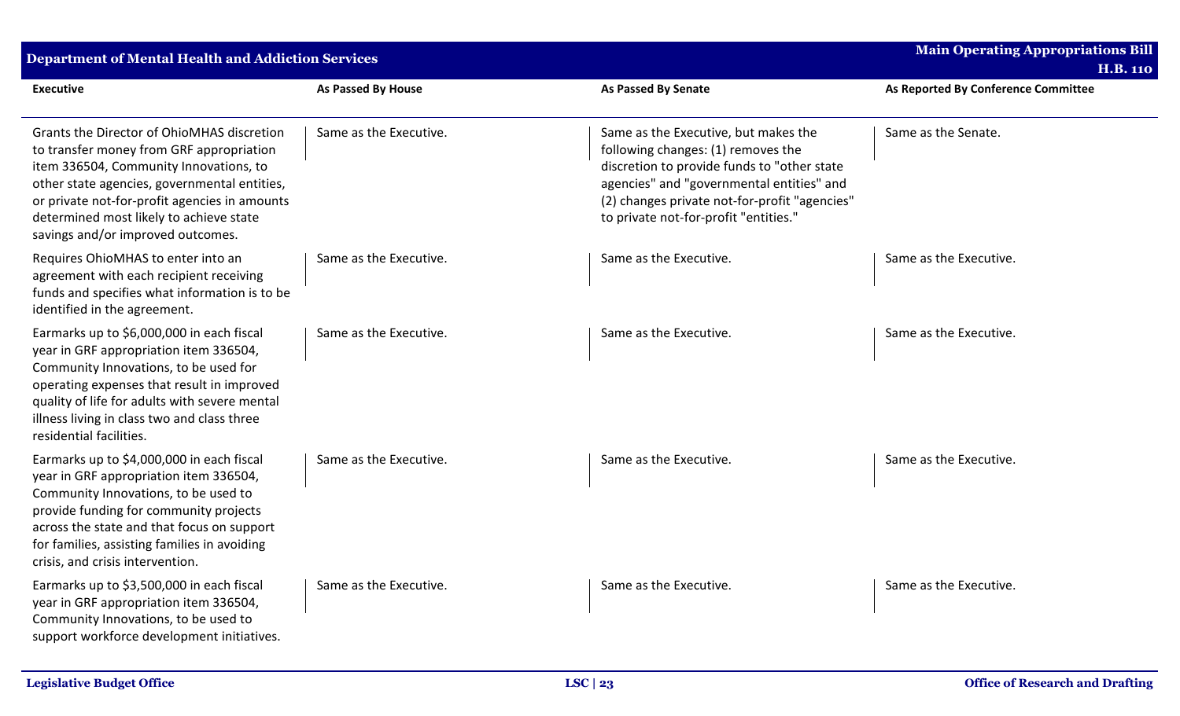| Executive | As Passed By House | As Passed By Senate | As Reported By Conference Committee |
|---|---|---|---|
| Grants the Director of OhioMHAS discretion to transfer money from GRF appropriation item 336504, Community Innovations, to other state agencies, governmental entities, or private not-for-profit agencies in amounts determined most likely to achieve state savings and/or improved outcomes. | Same as the Executive. | Same as the Executive, but makes the following changes: (1) removes the discretion to provide funds to "other state agencies" and "governmental entities" and (2) changes private not-for-profit "agencies" to private not-for-profit "entities." | Same as the Senate. |
| Requires OhioMHAS to enter into an agreement with each recipient receiving funds and specifies what information is to be identified in the agreement. | Same as the Executive. | Same as the Executive. | Same as the Executive. |
| Earmarks up to $6,000,000 in each fiscal year in GRF appropriation item 336504, Community Innovations, to be used for operating expenses that result in improved quality of life for adults with severe mental illness living in class two and class three residential facilities. | Same as the Executive. | Same as the Executive. | Same as the Executive. |
| Earmarks up to $4,000,000 in each fiscal year in GRF appropriation item 336504, Community Innovations, to be used to provide funding for community projects across the state and that focus on support for families, assisting families in avoiding crisis, and crisis intervention. | Same as the Executive. | Same as the Executive. | Same as the Executive. |
| Earmarks up to $3,500,000 in each fiscal year in GRF appropriation item 336504, Community Innovations, to be used to support workforce development initiatives. | Same as the Executive. | Same as the Executive. | Same as the Executive. |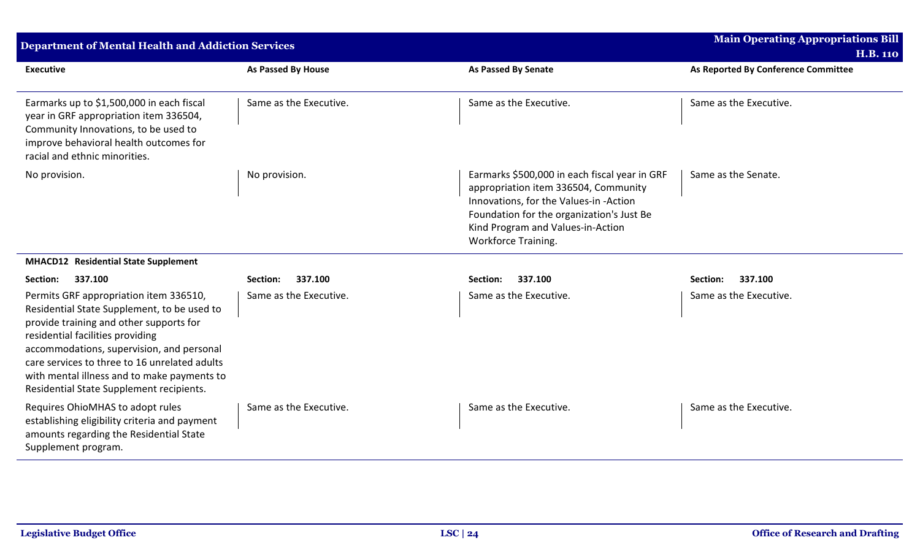| Executive | As Passed By House | As Passed By Senate | As Reported By Conference Committee |
|---|---|---|---|
| Earmarks up to $1,500,000 in each fiscal year in GRF appropriation item 336504, Community Innovations, to be used to improve behavioral health outcomes for racial and ethnic minorities. | Same as the Executive. | Same as the Executive. | Same as the Executive. |
| No provision. | No provision. | Earmarks $500,000 in each fiscal year in GRF appropriation item 336504, Community Innovations, for the Values-in -Action Foundation for the organization's Just Be Kind Program and Values-in-Action Workforce Training. | Same as the Senate. |
| **MHACD12 Residential State Supplement** | | | |
| **Section: 337.100** | **Section: 337.100** | **Section: 337.100** | **Section: 337.100** |
| Permits GRF appropriation item 336510, Residential State Supplement, to be used to provide training and other supports for residential facilities providing accommodations, supervision, and personal care services to three to 16 unrelated adults with mental illness and to make payments to Residential State Supplement recipients. | Same as the Executive. | Same as the Executive. | Same as the Executive. |
| Requires OhioMHAS to adopt rules establishing eligibility criteria and payment amounts regarding the Residential State Supplement program. | Same as the Executive. | Same as the Executive. | Same as the Executive. |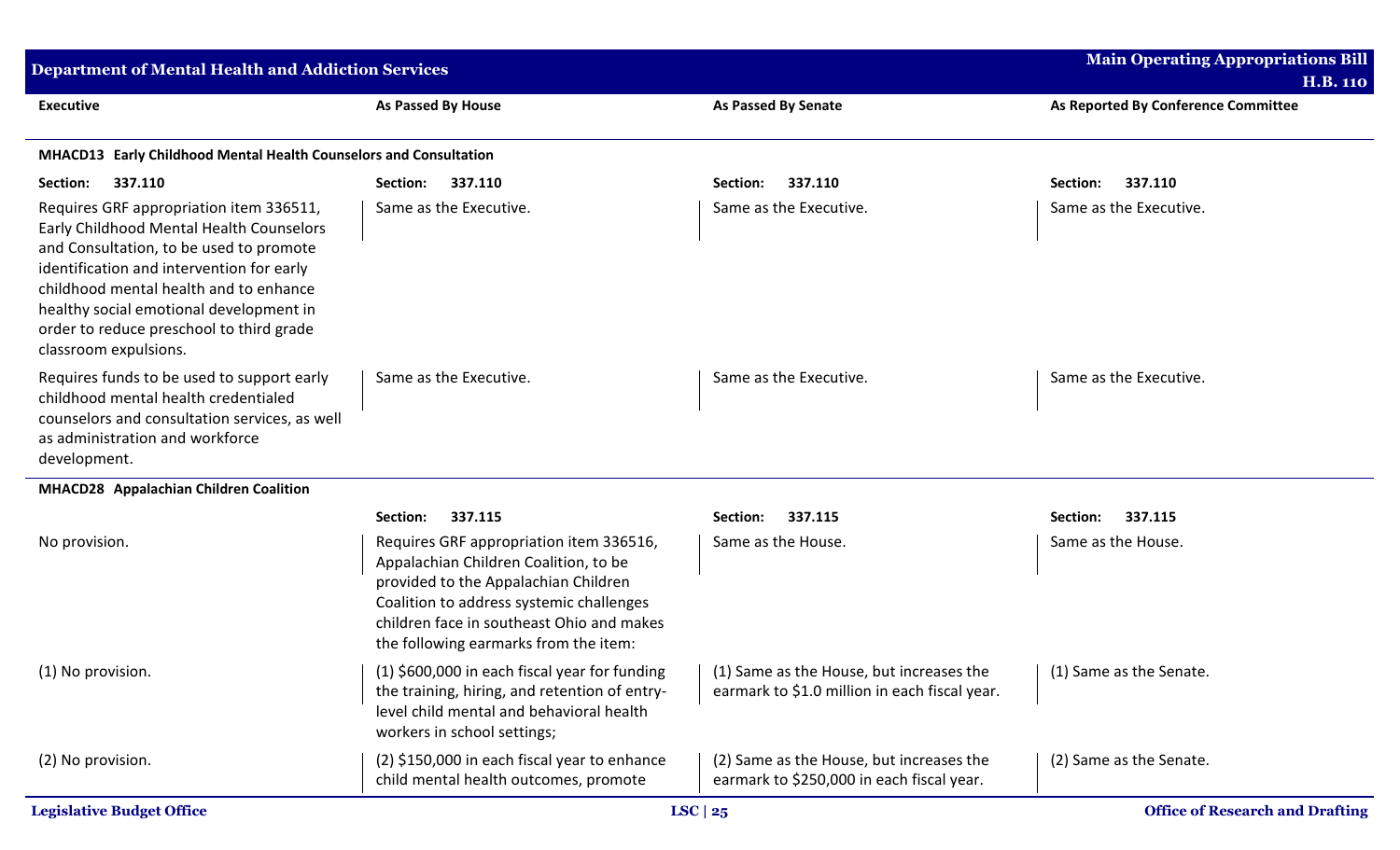| Executive | As Passed By House | As Passed By Senate | As Reported By Conference Committee |
|---|---|---|---|
| **MHACD13 Early Childhood Mental Health Counselors and Consultation** | | | |
| **Section: 337.110** | **Section: 337.110** | **Section: 337.110** | **Section: 337.110** |
| Requires GRF appropriation item 336511, Early Childhood Mental Health Counselors and Consultation, to be used to promote identification and intervention for early childhood mental health and to enhance healthy social emotional development in order to reduce preschool to third grade classroom expulsions. | Same as the Executive. | Same as the Executive. | Same as the Executive. |
| Requires funds to be used to support early childhood mental health credentialed counselors and consultation services, as well as administration and workforce development. | Same as the Executive. | Same as the Executive. | Same as the Executive. |
| **MHACD28 Appalachian Children Coalition** | | | |
| | **Section: 337.115** | **Section: 337.115** | **Section: 337.115** |
| No provision. | Requires GRF appropriation item 336516, Appalachian Children Coalition, to be provided to the Appalachian Children Coalition to address systemic challenges children face in southeast Ohio and makes the following earmarks from the item: | Same as the House. | Same as the House. |
| (1) No provision. | (1) $600,000 in each fiscal year for funding the training, hiring, and retention of entry-level child mental and behavioral health workers in school settings; | (1) Same as the House, but increases the earmark to $1.0 million in each fiscal year. | (1) Same as the Senate. |
| (2) No provision. | (2) $150,000 in each fiscal year to enhance child mental health outcomes, promote | (2) Same as the House, but increases the earmark to $250,000 in each fiscal year. | (2) Same as the Senate. |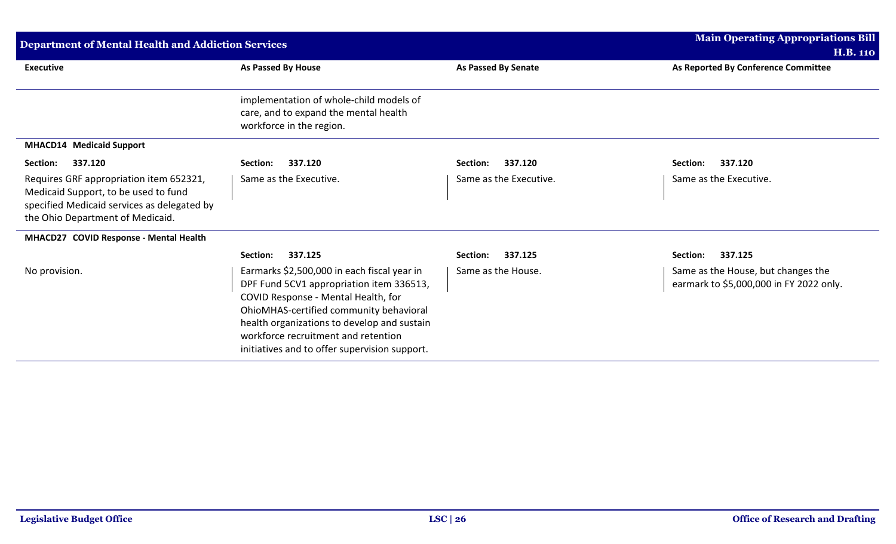| Executive | As Passed By House | As Passed By Senate | As Reported By Conference Committee |
|---|---|---|---|
| | implementation of whole-child models of care, and to expand the mental health workforce in the region. | | |
| **MHACD14 Medicaid Support** | | | |
| **Section: 337.120** | **Section: 337.120** | **Section: 337.120** | **Section: 337.120** |
| Requires GRF appropriation item 652321, Medicaid Support, to be used to fund specified Medicaid services as delegated by the Ohio Department of Medicaid. | Same as the Executive. | Same as the Executive. | Same as the Executive. |
| **MHACD27 COVID Response - Mental Health** | | | |
| | **Section: 337.125** | **Section: 337.125** | **Section: 337.125** |
| No provision. | Earmarks $2,500,000 in each fiscal year in DPF Fund 5CV1 appropriation item 336513, COVID Response - Mental Health, for OhioMHAS-certified community behavioral health organizations to develop and sustain workforce recruitment and retention initiatives and to offer supervision support. | Same as the House. | Same as the House, but changes the earmark to $5,000,000 in FY 2022 only. |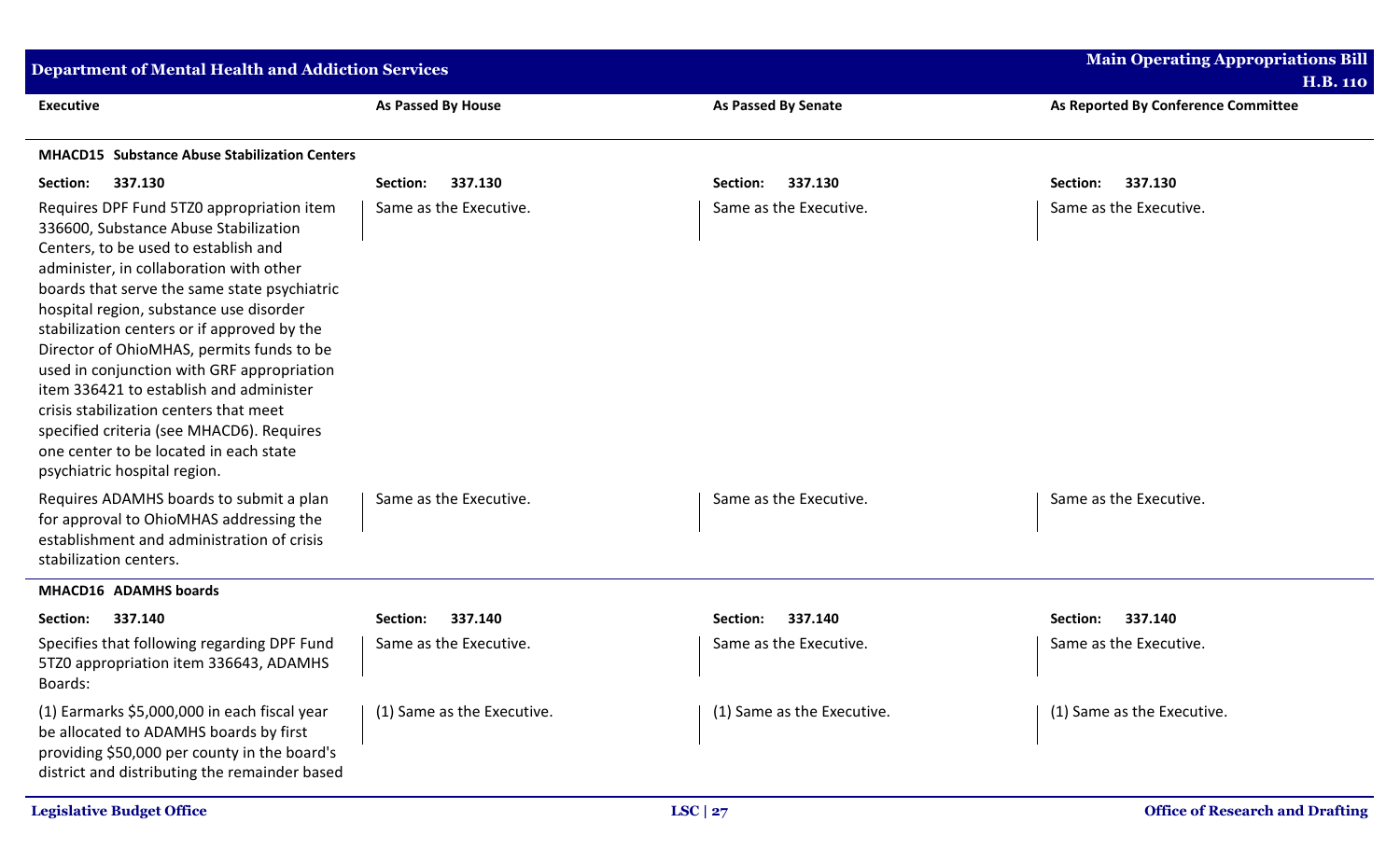| Executive | As Passed By House | As Passed By Senate | As Reported By Conference Committee |
|---|---|---|---|
| **MHACD15 Substance Abuse Stabilization Centers** | | | |
| **Section: 337.130** | **Section: 337.130** | **Section: 337.130** | **Section: 337.130** |
| Requires DPF Fund 5TZ0 appropriation item 336600, Substance Abuse Stabilization Centers, to be used to establish and administer, in collaboration with other boards that serve the same state psychiatric hospital region, substance use disorder stabilization centers or if approved by the Director of OhioMHAS, permits funds to be used in conjunction with GRF appropriation item 336421 to establish and administer crisis stabilization centers that meet specified criteria (see MHACD6). Requires one center to be located in each state psychiatric hospital region. | Same as the Executive. | Same as the Executive. | Same as the Executive. |
| Requires ADAMHS boards to submit a plan for approval to OhioMHAS addressing the establishment and administration of crisis stabilization centers. | Same as the Executive. | Same as the Executive. | Same as the Executive. |
| **MHACD16 ADAMHS boards** | | | |
| **Section: 337.140** | **Section: 337.140** | **Section: 337.140** | **Section: 337.140** |
| Specifies that following regarding DPF Fund 5TZ0 appropriation item 336643, ADAMHS Boards: | Same as the Executive. | Same as the Executive. | Same as the Executive. |
| (1) Earmarks $5,000,000 in each fiscal year be allocated to ADAMHS boards by first providing $50,000 per county in the board's district and distributing the remainder based | (1) Same as the Executive. | (1) Same as the Executive. | (1) Same as the Executive. |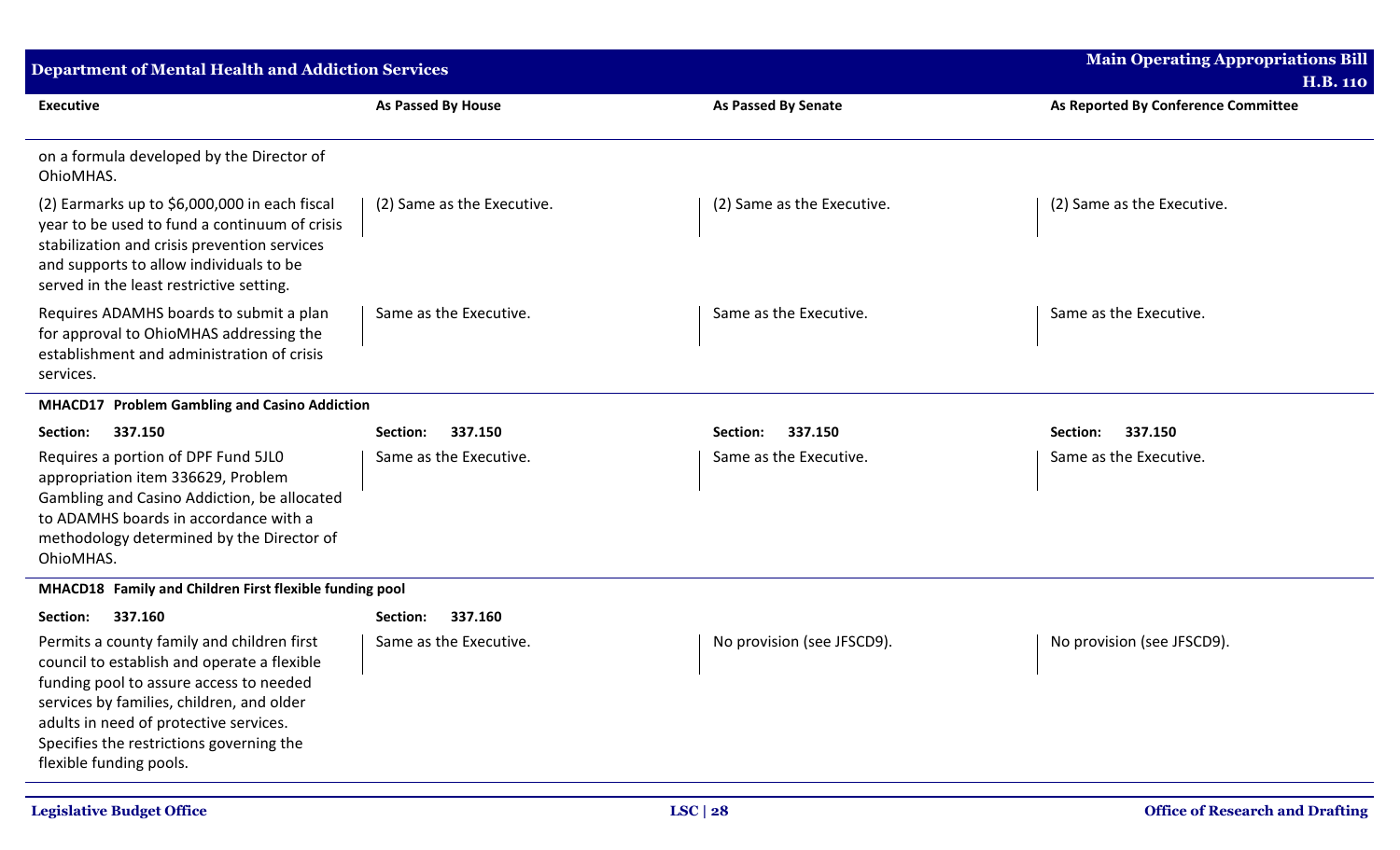| Executive | As Passed By House | As Passed By Senate | As Reported By Conference Committee |
|---|---|---|---|
| on a formula developed by the Director of OhioMHAS. | | | |
| (2) Earmarks up to $6,000,000 in each fiscal year to be used to fund a continuum of crisis stabilization and crisis prevention services and supports to allow individuals to be served in the least restrictive setting. | (2) Same as the Executive. | (2) Same as the Executive. | (2) Same as the Executive. |
| Requires ADAMHS boards to submit a plan for approval to OhioMHAS addressing the establishment and administration of crisis services. | Same as the Executive. | Same as the Executive. | Same as the Executive. |
| **MHACD17 Problem Gambling and Casino Addiction** | | | |
| **Section: 337.150** | **Section: 337.150** | **Section: 337.150** | **Section: 337.150** |
| Requires a portion of DPF Fund 5JL0 appropriation item 336629, Problem Gambling and Casino Addiction, be allocated to ADAMHS boards in accordance with a methodology determined by the Director of OhioMHAS. | Same as the Executive. | Same as the Executive. | Same as the Executive. |
| **MHACD18 Family and Children First flexible funding pool** | | | |
| **Section: 337.160** | **Section: 337.160** | | |
| Permits a county family and children first council to establish and operate a flexible funding pool to assure access to needed services by families, children, and older adults in need of protective services. Specifies the restrictions governing the flexible funding pools. | Same as the Executive. | No provision (see JFSCD9). | No provision (see JFSCD9). |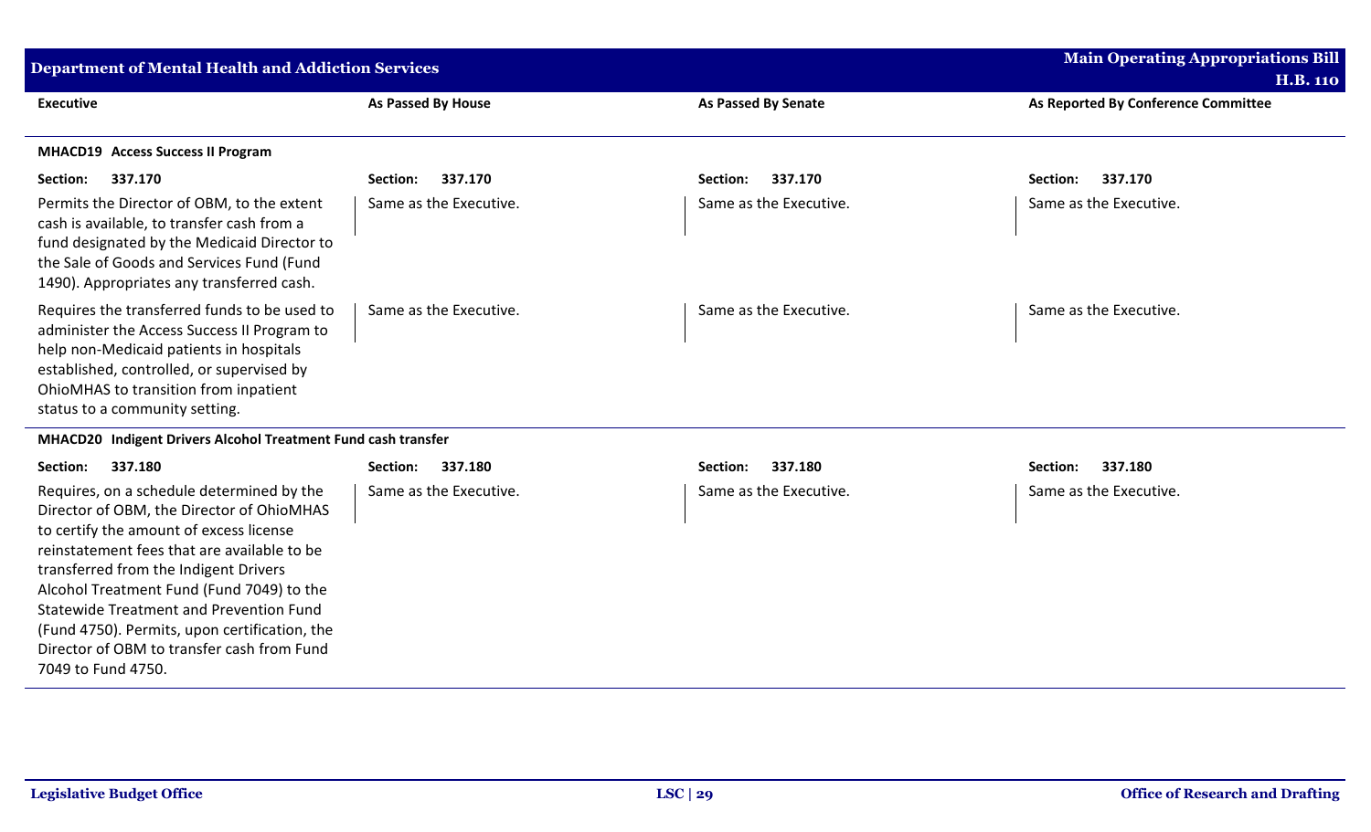| Executive | As Passed By House | As Passed By Senate | As Reported By Conference Committee |
|---|---|---|---|
| **MHACD19 Access Success II Program** | | | |
| **Section: 337.170** | **Section: 337.170** | **Section: 337.170** | **Section: 337.170** |
| Permits the Director of OBM, to the extent cash is available, to transfer cash from a fund designated by the Medicaid Director to the Sale of Goods and Services Fund (Fund 1490). Appropriates any transferred cash. | Same as the Executive. | Same as the Executive. | Same as the Executive. |
| Requires the transferred funds to be used to administer the Access Success II Program to help non-Medicaid patients in hospitals established, controlled, or supervised by OhioMHAS to transition from inpatient status to a community setting. | Same as the Executive. | Same as the Executive. | Same as the Executive. |
| **MHACD20 Indigent Drivers Alcohol Treatment Fund cash transfer** | | | |
| **Section: 337.180** | **Section: 337.180** | **Section: 337.180** | **Section: 337.180** |
| Requires, on a schedule determined by the Director of OBM, the Director of OhioMHAS to certify the amount of excess license reinstatement fees that are available to be transferred from the Indigent Drivers Alcohol Treatment Fund (Fund 7049) to the Statewide Treatment and Prevention Fund (Fund 4750). Permits, upon certification, the Director of OBM to transfer cash from Fund 7049 to Fund 4750. | Same as the Executive. | Same as the Executive. | Same as the Executive. |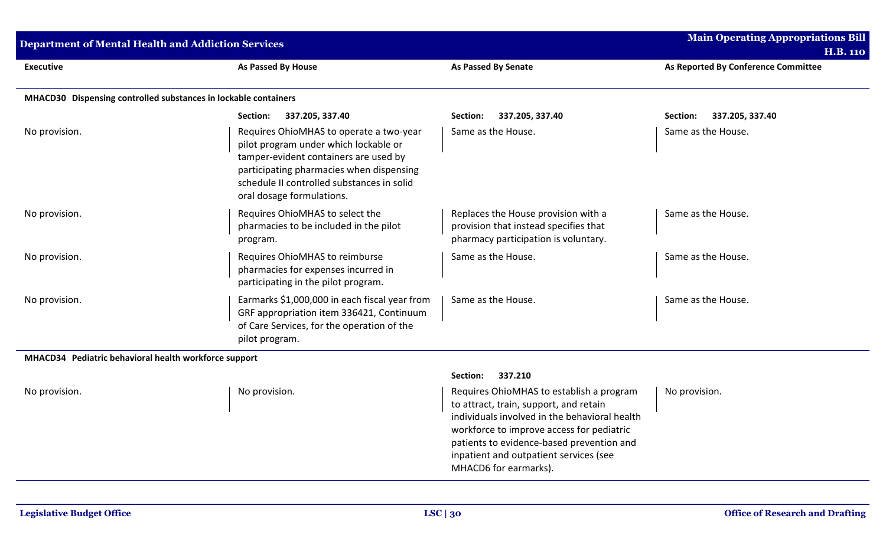| Executive | As Passed By House | As Passed By Senate | As Reported By Conference Committee |
|---|---|---|---|
| **MHACD30 Dispensing controlled substances in lockable containers** | | | |
| | **Section: 337.205, 337.40** | **Section: 337.205, 337.40** | **Section: 337.205, 337.40** |
| No provision. | Requires OhioMHAS to operate a two-year pilot program under which lockable or tamper-evident containers are used by participating pharmacies when dispensing schedule II controlled substances in solid oral dosage formulations. | Same as the House. | Same as the House. |
| No provision. | Requires OhioMHAS to select the pharmacies to be included in the pilot program. | Replaces the House provision with a provision that instead specifies that pharmacy participation is voluntary. | Same as the House. |
| No provision. | Requires OhioMHAS to reimburse pharmacies for expenses incurred in participating in the pilot program. | Same as the House. | Same as the House. |
| No provision. | Earmarks $1,000,000 in each fiscal year from GRF appropriation item 336421, Continuum of Care Services, for the operation of the pilot program. | Same as the House. | Same as the House. |
| **MHACD34 Pediatric behavioral health workforce support** | | | |
| | | **Section: 337.210** | |
| No provision. | No provision. | Requires OhioMHAS to establish a program to attract, train, support, and retain individuals involved in the behavioral health workforce to improve access for pediatric patients to evidence-based prevention and inpatient and outpatient services (see MHACD6 for earmarks). | No provision. |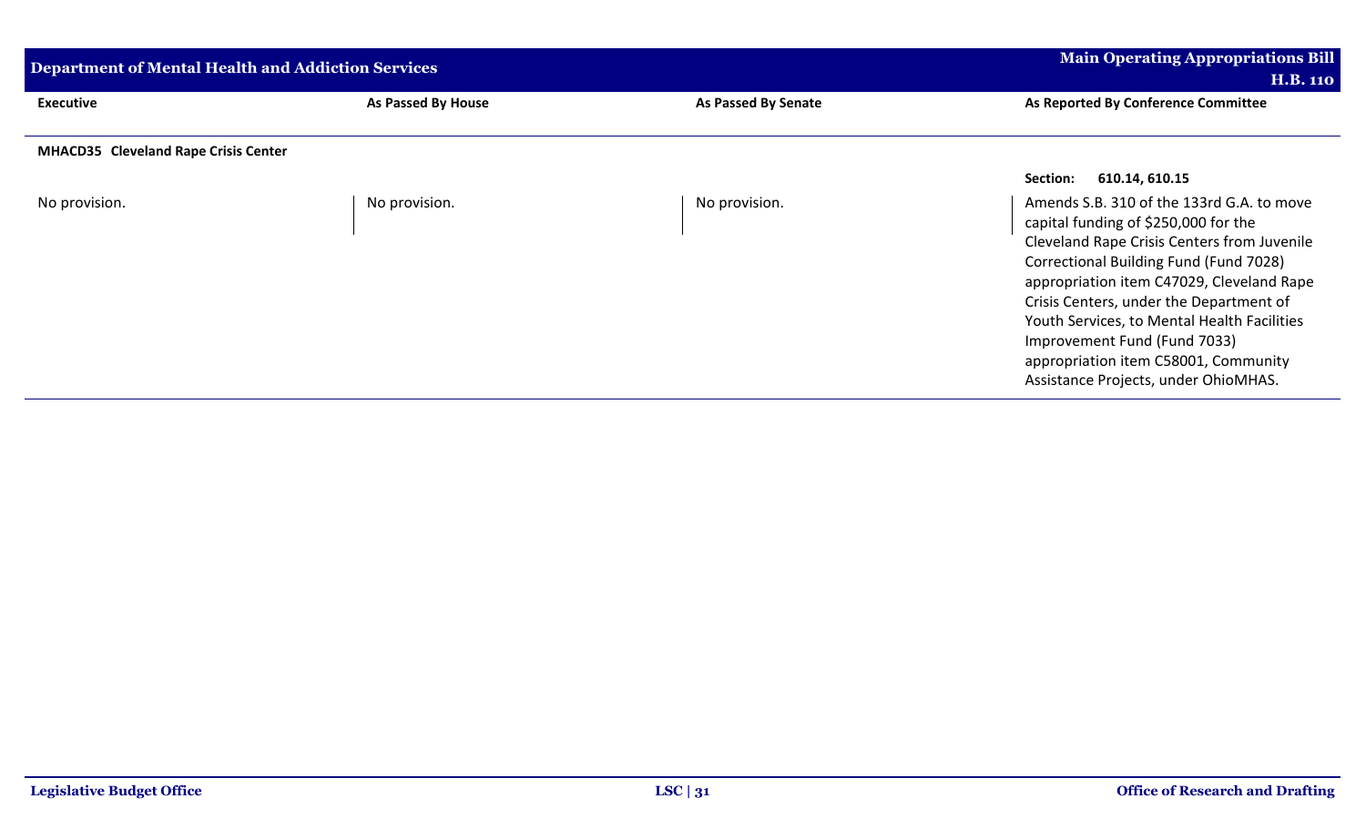| Executive | As Passed By House | As Passed By Senate | As Reported By Conference Committee |
|---|---|---|---|
| **MHACD35 Cleveland Rape Crisis Center** | | | |
| | | | **Section: 610.14, 610.15** |
| No provision. | No provision. | No provision. | Amends S.B. 310 of the 133rd G.A. to move capital funding of $250,000 for the Cleveland Rape Crisis Centers from Juvenile Correctional Building Fund (Fund 7028) appropriation item C47029, Cleveland Rape Crisis Centers, under the Department of Youth Services, to Mental Health Facilities Improvement Fund (Fund 7033) appropriation item C58001, Community Assistance Projects, under OhioMHAS. |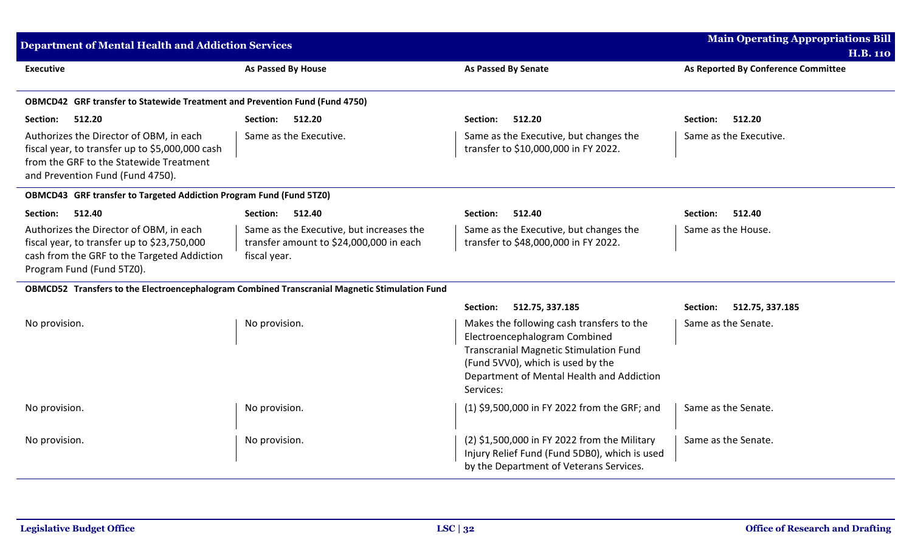## Department of Mental Health and Addiction Services

**Main Operating Appropriations Bill H.B. 110**

| Executive | As Passed By House | As Passed By Senate | As Reported By Conference Committee |
|---|---|---|---|
| **OBMCD42 GRF transfer to Statewide Treatment and Prevention Fund (Fund 4750)** | | | |
| **Section: 512.20** | **Section: 512.20** | **Section: 512.20** | **Section: 512.20** |
| Authorizes the Director of OBM, in each fiscal year, to transfer up to $5,000,000 cash from the GRF to the Statewide Treatment and Prevention Fund (Fund 4750). | Same as the Executive. | Same as the Executive, but changes the transfer to $10,000,000 in FY 2022. | Same as the Executive. |
| **OBMCD43 GRF transfer to Targeted Addiction Program Fund (Fund 5TZ0)** | | | |
| **Section: 512.40** | **Section: 512.40** | **Section: 512.40** | **Section: 512.40** |
| Authorizes the Director of OBM, in each fiscal year, to transfer up to $23,750,000 cash from the GRF to the Targeted Addiction Program Fund (Fund 5TZ0). | Same as the Executive, but increases the transfer amount to $24,000,000 in each fiscal year. | Same as the Executive, but changes the transfer to $48,000,000 in FY 2022. | Same as the House. |
| **OBMCD52 Transfers to the Electroencephalogram Combined Transcranial Magnetic Stimulation Fund** | | | |
| | | **Section: 512.75, 337.185** | **Section: 512.75, 337.185** |
| No provision. | No provision. | Makes the following cash transfers to the Electroencephalogram Combined Transcranial Magnetic Stimulation Fund (Fund 5VV0), which is used by the Department of Mental Health and Addiction Services: | Same as the Senate. |
| No provision. | No provision. | (1) $9,500,000 in FY 2022 from the GRF; and | Same as the Senate. |
| No provision. | No provision. | (2) $1,500,000 in FY 2022 from the Military Injury Relief Fund (Fund 5DB0), which is used by the Department of Veterans Services. | Same as the Senate. |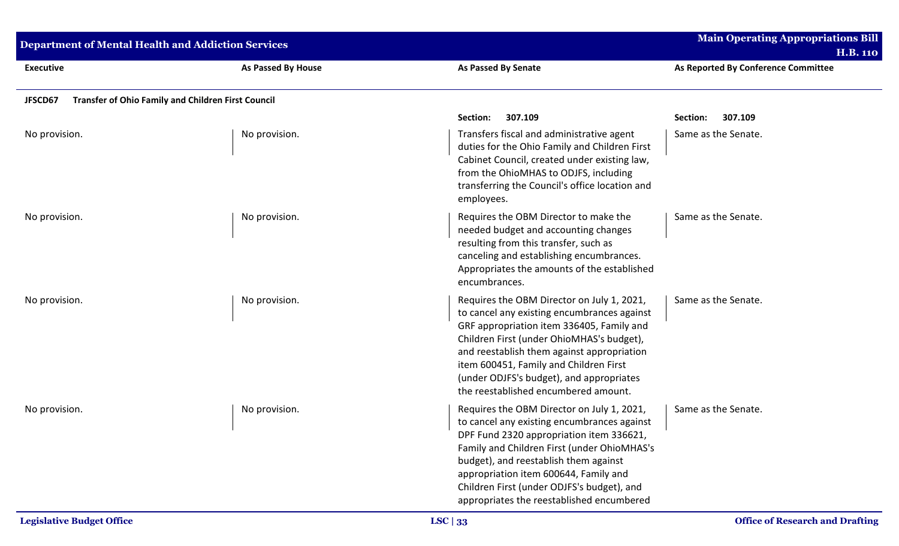| Executive | As Passed By House | As Passed By Senate | As Reported By Conference Committee |
|---|---|---|---|
| **JFSCD67 Transfer of Ohio Family and Children First Council** | | | |
| | | **Section: 307.109** | **Section: 307.109** |
| No provision. | No provision. | Transfers fiscal and administrative agent duties for the Ohio Family and Children First Cabinet Council, created under existing law, from the OhioMHAS to ODJFS, including transferring the Council's office location and employees. | Same as the Senate. |
| No provision. | No provision. | Requires the OBM Director to make the needed budget and accounting changes resulting from this transfer, such as canceling and establishing encumbrances. Appropriates the amounts of the established encumbrances. | Same as the Senate. |
| No provision. | No provision. | Requires the OBM Director on July 1, 2021, to cancel any existing encumbrances against GRF appropriation item 336405, Family and Children First (under OhioMHAS's budget), and reestablish them against appropriation item 600451, Family and Children First (under ODJFS's budget), and appropriates the reestablished encumbered amount. | Same as the Senate. |
| No provision. | No provision. | Requires the OBM Director on July 1, 2021, to cancel any existing encumbrances against DPF Fund 2320 appropriation item 336621, Family and Children First (under OhioMHAS's budget), and reestablish them against appropriation item 600644, Family and Children First (under ODJFS's budget), and appropriates the reestablished encumbered | Same as the Senate. |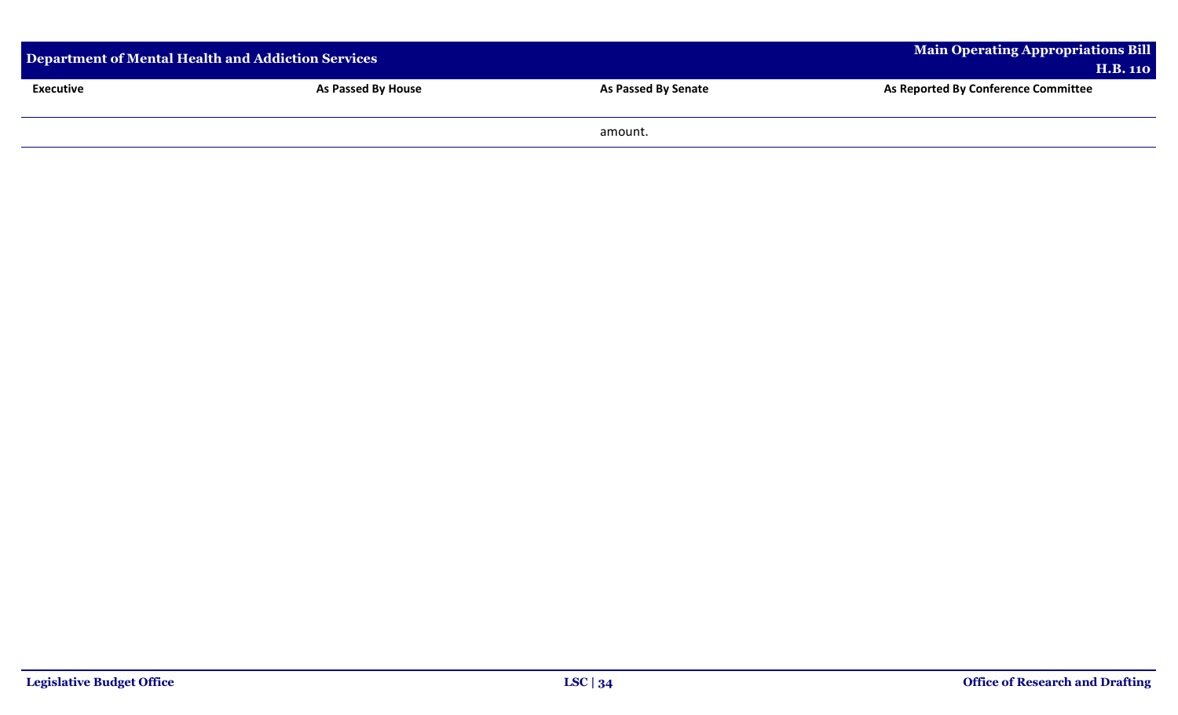| Executive | As Passed By House | As Passed By Senate | As Reported By Conference Committee |
|---|---|---|---|
| | | amount. | |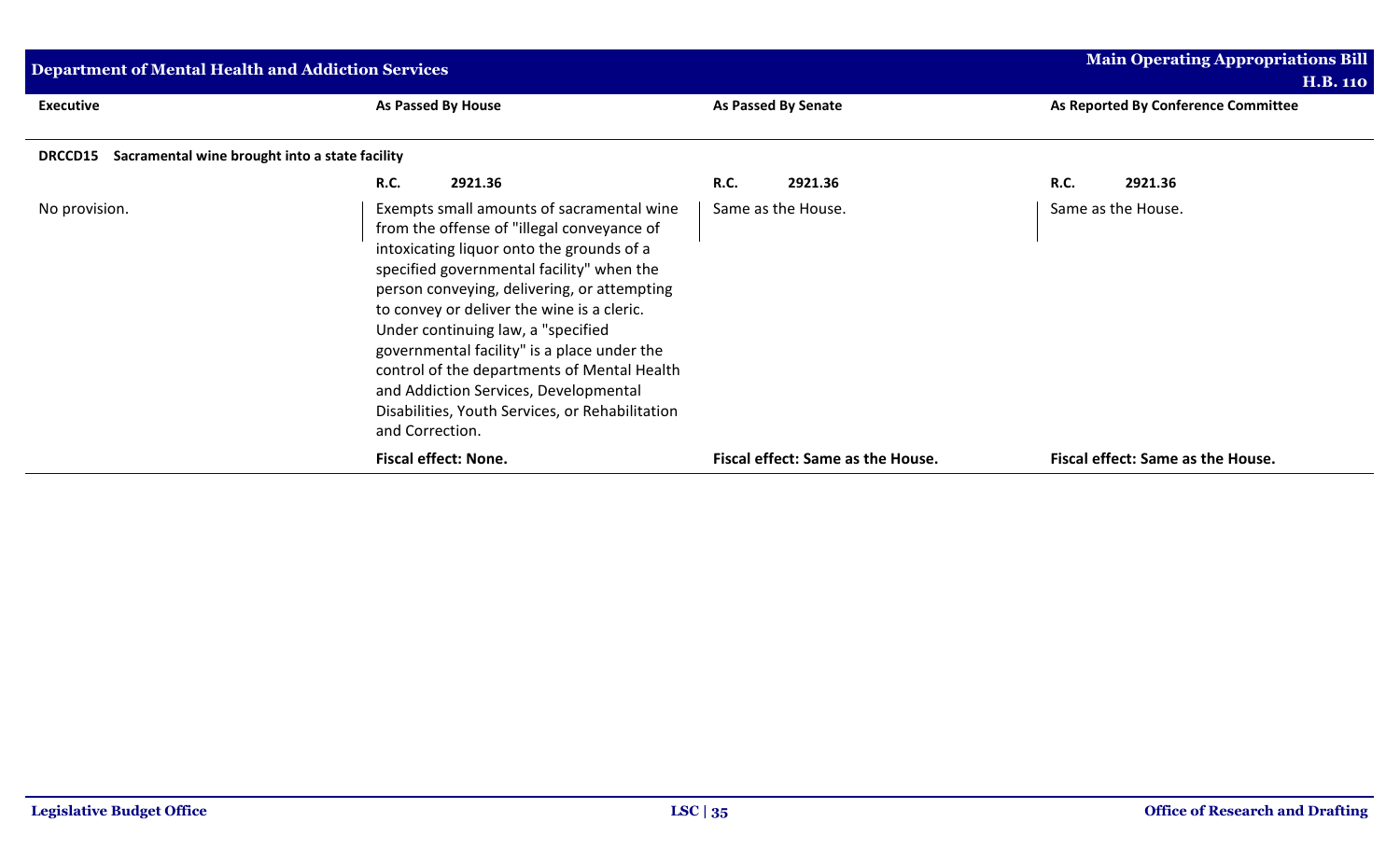| Executive | As Passed By House | As Passed By Senate | As Reported By Conference Committee |
|---|---|---|---|
| **DRCCD15 Sacramental wine brought into a state facility** | | | |
| | **R.C. 2921.36** | **R.C. 2921.36** | **R.C. 2921.36** |
| No provision. | Exempts small amounts of sacramental wine from the offense of "illegal conveyance of intoxicating liquor onto the grounds of a specified governmental facility" when the person conveying, delivering, or attempting to convey or deliver the wine is a cleric. Under continuing law, a "specified governmental facility" is a place under the control of the departments of Mental Health and Addiction Services, Developmental Disabilities, Youth Services, or Rehabilitation and Correction. | Same as the House. | Same as the House. |
| | **Fiscal effect: None.** | **Fiscal effect: Same as the House.** | **Fiscal effect: Same as the House.** |